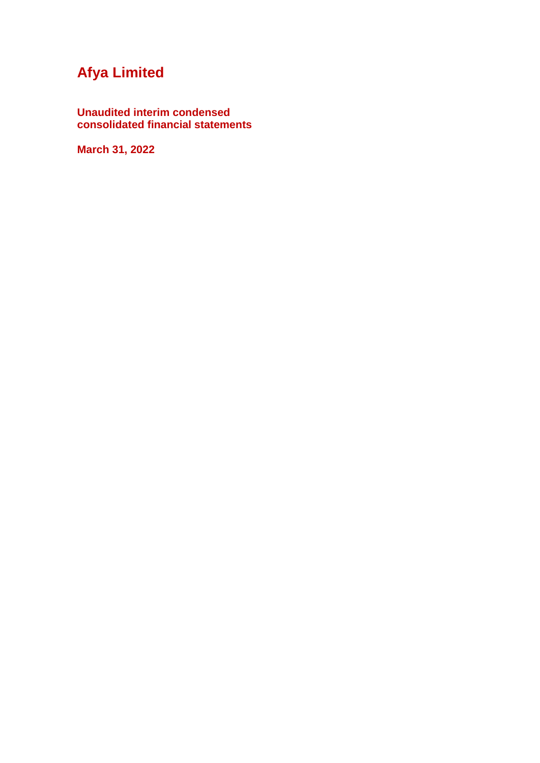# Afya Limited

**Unaudited interim condensed consolidated financial statements**

**March 31, 2022**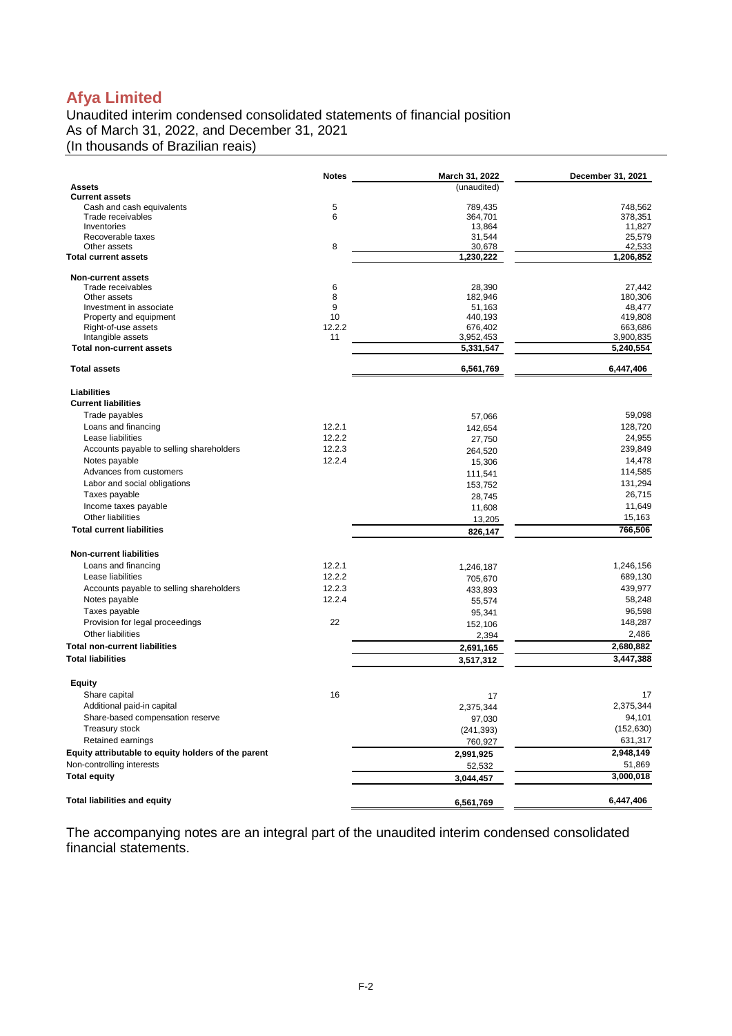# Afya Limited

Unaudited interim condensed consolidated statements of financial position
As of March 31, 2022, and December 31, 2021
(In thousands of Brazilian reais)

| | Notes | March 31, 2022 | December 31, 2021 |
|---|---|---|---|
| **Assets** | | (unaudited) | |
| **Current assets** | | | |
| Cash and cash equivalents | 5 | 789,435 | 748,562 |
| Trade receivables | 6 | 364,701 | 378,351 |
| Inventories | | 13,864 | 11,827 |
| Recoverable taxes | | 31,544 | 25,579 |
| Other assets | 8 | 30,678 | 42,533 |
| **Total current assets** | | **1,230,222** | **1,206,852** |
| **Non-current assets** | | | |
| Trade receivables | 6 | 28,390 | 27,442 |
| Other assets | 8 | 182,946 | 180,306 |
| Investment in associate | 9 | 51,163 | 48,477 |
| Property and equipment | 10 | 440,193 | 419,808 |
| Right-of-use assets | 12.2.2 | 676,402 | 663,686 |
| Intangible assets | 11 | 3,952,453 | 3,900,835 |
| **Total non-current assets** | | **5,331,547** | **5,240,554** |
| **Total assets** | | **6,561,769** | **6,447,406** |
| **Liabilities** | | | |
| **Current liabilities** | | | |
| Trade payables | | 57,066 | 59,098 |
| Loans and financing | 12.2.1 | 142,654 | 128,720 |
| Lease liabilities | 12.2.2 | 27,750 | 24,955 |
| Accounts payable to selling shareholders | 12.2.3 | 264,520 | 239,849 |
| Notes payable | 12.2.4 | 15,306 | 14,478 |
| Advances from customers | | 111,541 | 114,585 |
| Labor and social obligations | | 153,752 | 131,294 |
| Taxes payable | | 28,745 | 26,715 |
| Income taxes payable | | 11,608 | 11,649 |
| Other liabilities | | 13,205 | 15,163 |
| **Total current liabilities** | | **826,147** | **766,506** |
| **Non-current liabilities** | | | |
| Loans and financing | 12.2.1 | 1,246,187 | 1,246,156 |
| Lease liabilities | 12.2.2 | 705,670 | 689,130 |
| Accounts payable to selling shareholders | 12.2.3 | 433,893 | 439,977 |
| Notes payable | 12.2.4 | 55,574 | 58,248 |
| Taxes payable | | 95,341 | 96,598 |
| Provision for legal proceedings | 22 | 152,106 | 148,287 |
| Other liabilities | | 2,394 | 2,486 |
| **Total non-current liabilities** | | **2,691,165** | **2,680,882** |
| **Total liabilities** | | **3,517,312** | **3,447,388** |
| **Equity** | | | |
| Share capital | 16 | 17 | 17 |
| Additional paid-in capital | | 2,375,344 | 2,375,344 |
| Share-based compensation reserve | | 97,030 | 94,101 |
| Treasury stock | | (241,393) | (152,630) |
| Retained earnings | | 760,927 | 631,317 |
| **Equity attributable to equity holders of the parent** | | **2,991,925** | **2,948,149** |
| Non-controlling interests | | 52,532 | 51,869 |
| **Total equity** | | **3,044,457** | **3,000,018** |
| **Total liabilities and equity** | | **6,561,769** | **6,447,406** |

The accompanying notes are an integral part of the unaudited interim condensed consolidated financial statements.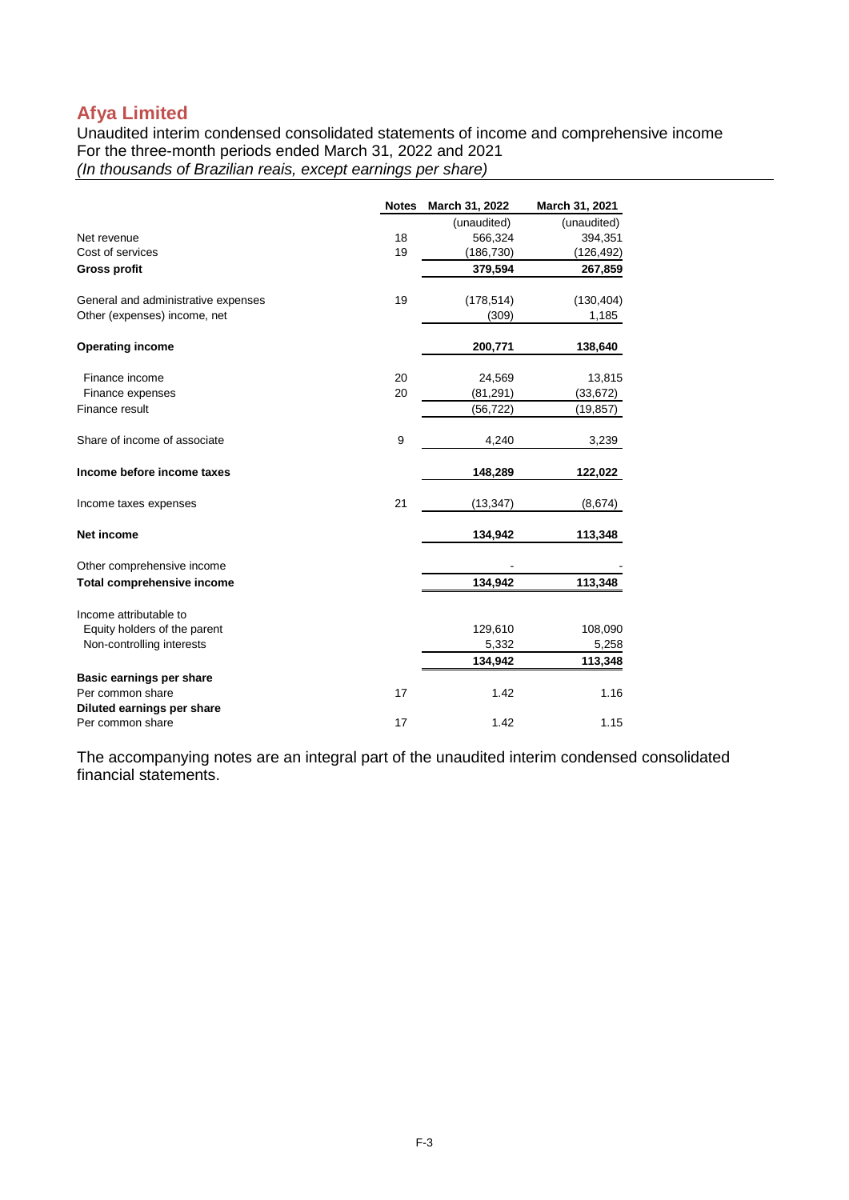# Afya Limited

Unaudited interim condensed consolidated statements of income and comprehensive income
For the three-month periods ended March 31, 2022 and 2021
*(In thousands of Brazilian reais, except earnings per share)*

| | Notes | March 31, 2022 | March 31, 2021 |
|---|---|---|---|
| | | (unaudited) | (unaudited) |
| Net revenue | 18 | 566,324 | 394,351 |
| Cost of services | 19 | (186,730) | (126,492) |
| **Gross profit** | | **379,594** | **267,859** |
| | | | |
| General and administrative expenses | 19 | (178,514) | (130,404) |
| Other (expenses) income, net | | (309) | 1,185 |
| | | | |
| **Operating income** | | **200,771** | **138,640** |
| | | | |
| Finance income | 20 | 24,569 | 13,815 |
| Finance expenses | 20 | (81,291) | (33,672) |
| Finance result | | (56,722) | (19,857) |
| | | | |
| Share of income of associate | 9 | 4,240 | 3,239 |
| | | | |
| **Income before income taxes** | | **148,289** | **122,022** |
| | | | |
| Income taxes expenses | 21 | (13,347) | (8,674) |
| | | | |
| **Net income** | | **134,942** | **113,348** |
| | | | |
| Other comprehensive income | | - | - |
| **Total comprehensive income** | | **134,942** | **113,348** |
| | | | |
| Income attributable to | | | |
| Equity holders of the parent | | 129,610 | 108,090 |
| Non-controlling interests | | 5,332 | 5,258 |
| | | **134,942** | **113,348** |
| **Basic earnings per share** | | | |
| Per common share | 17 | 1.42 | 1.16 |
| **Diluted earnings per share** | | | |
| Per common share | 17 | 1.42 | 1.15 |

The accompanying notes are an integral part of the unaudited interim condensed consolidated financial statements.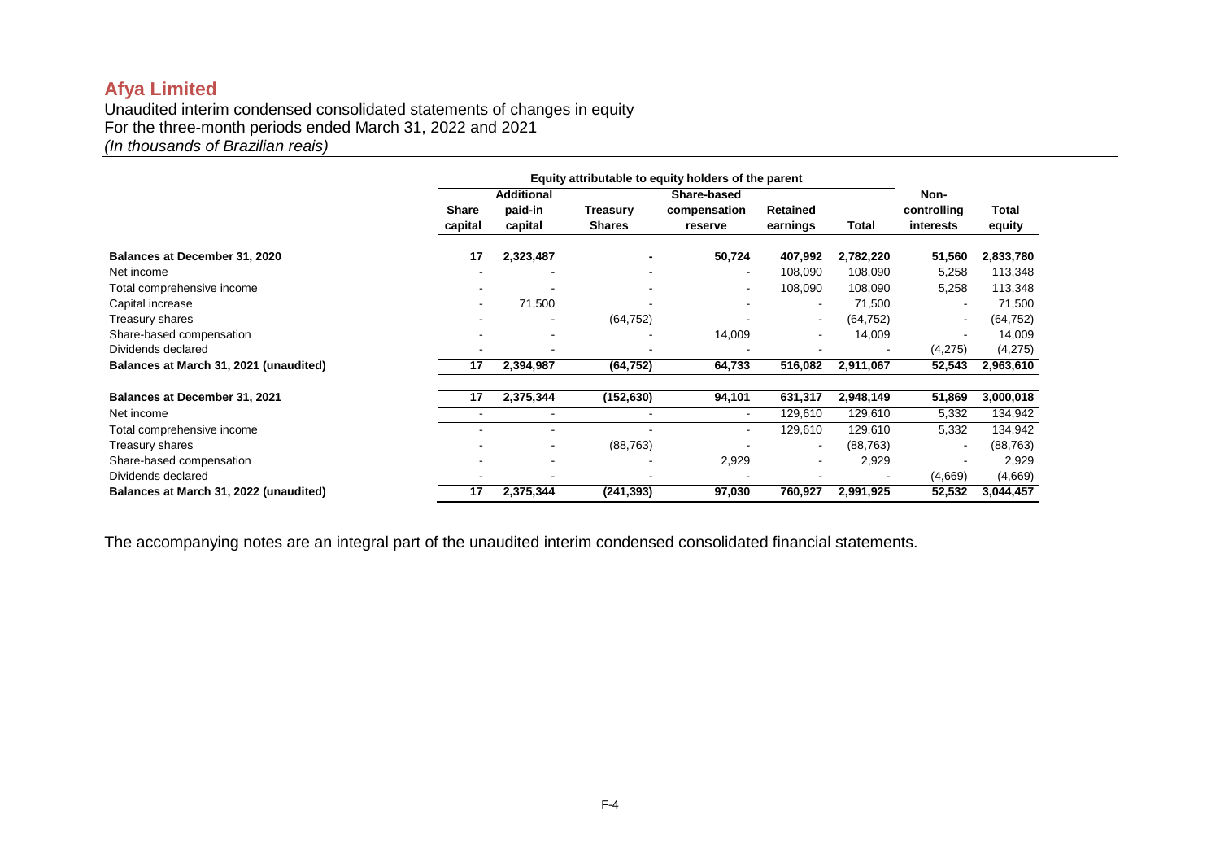# Afya Limited

Unaudited interim condensed consolidated statements of changes in equity
For the three-month periods ended March 31, 2022 and 2021
*(In thousands of Brazilian reais)*

| | Equity attributable to equity holders of the parent | | | | | | | |
|---|---|---|---|---|---|---|---|---|
| | **Share capital** | **Additional paid-in capital** | **Treasury Shares** | **Share-based compensation reserve** | **Retained earnings** | **Total** | **Non-controlling interests** | **Total equity** |
| **Balances at December 31, 2020** | **17** | **2,323,487** | **-** | **50,724** | **407,992** | **2,782,220** | **51,560** | **2,833,780** |
| Net income | - | - | - | - | 108,090 | 108,090 | 5,258 | 113,348 |
| Total comprehensive income | - | - | - | - | 108,090 | 108,090 | 5,258 | 113,348 |
| Capital increase | - | 71,500 | - | - | - | 71,500 | - | 71,500 |
| Treasury shares | - | - | (64,752) | - | - | (64,752) | - | (64,752) |
| Share-based compensation | - | - | - | 14,009 | - | 14,009 | - | 14,009 |
| Dividends declared | - | - | - | - | - | - | (4,275) | (4,275) |
| **Balances at March 31, 2021 (unaudited)** | **17** | **2,394,987** | **(64,752)** | **64,733** | **516,082** | **2,911,067** | **52,543** | **2,963,610** |
| **Balances at December 31, 2021** | **17** | **2,375,344** | **(152,630)** | **94,101** | **631,317** | **2,948,149** | **51,869** | **3,000,018** |
| Net income | - | - | - | - | 129,610 | 129,610 | 5,332 | 134,942 |
| Total comprehensive income | - | - | - | - | 129,610 | 129,610 | 5,332 | 134,942 |
| Treasury shares | - | - | (88,763) | - | - | (88,763) | - | (88,763) |
| Share-based compensation | - | - | - | 2,929 | - | 2,929 | - | 2,929 |
| Dividends declared | - | - | - | - | - | - | (4,669) | (4,669) |
| **Balances at March 31, 2022 (unaudited)** | **17** | **2,375,344** | **(241,393)** | **97,030** | **760,927** | **2,991,925** | **52,532** | **3,044,457** |

The accompanying notes are an integral part of the unaudited interim condensed consolidated financial statements.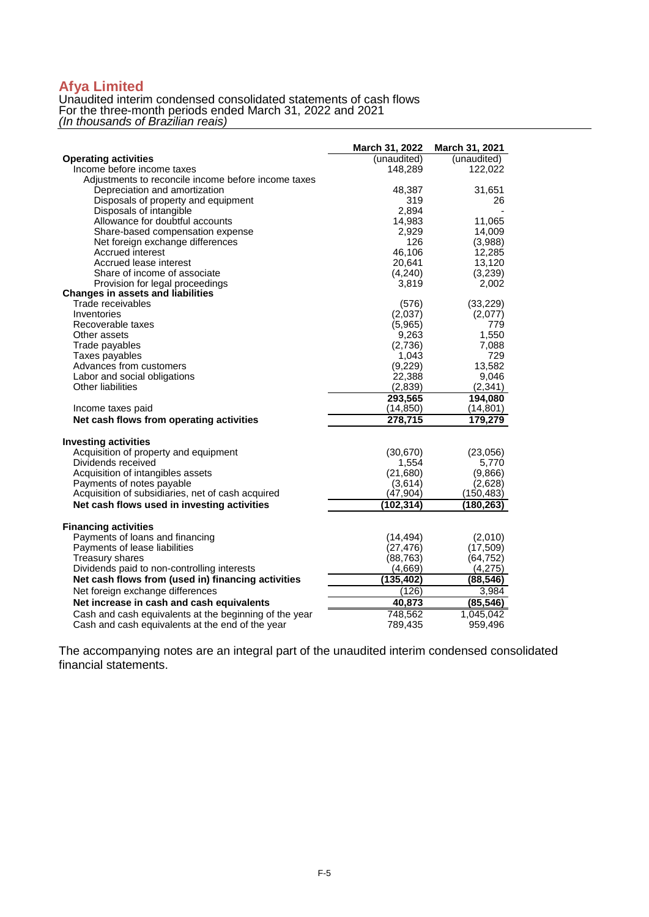# Afya Limited

Unaudited interim condensed consolidated statements of cash flows
For the three-month periods ended March 31, 2022 and 2021
*(In thousands of Brazilian reais)*

| | March 31, 2022 | March 31, 2021 |
|---|---|---|
| **Operating activities** | (unaudited) | (unaudited) |
| Income before income taxes | 148,289 | 122,022 |
| Adjustments to reconcile income before income taxes | | |
| Depreciation and amortization | 48,387 | 31,651 |
| Disposals of property and equipment | 319 | 26 |
| Disposals of intangible | 2,894 | - |
| Allowance for doubtful accounts | 14,983 | 11,065 |
| Share-based compensation expense | 2,929 | 14,009 |
| Net foreign exchange differences | 126 | (3,988) |
| Accrued interest | 46,106 | 12,285 |
| Accrued lease interest | 20,641 | 13,120 |
| Share of income of associate | (4,240) | (3,239) |
| Provision for legal proceedings | 3,819 | 2,002 |
| **Changes in assets and liabilities** | | |
| Trade receivables | (576) | (33,229) |
| Inventories | (2,037) | (2,077) |
| Recoverable taxes | (5,965) | 779 |
| Other assets | 9,263 | 1,550 |
| Trade payables | (2,736) | 7,088 |
| Taxes payables | 1,043 | 729 |
| Advances from customers | (9,229) | 13,582 |
| Labor and social obligations | 22,388 | 9,046 |
| Other liabilities | (2,839) | (2,341) |
| | **293,565** | **194,080** |
| Income taxes paid | (14,850) | (14,801) |
| **Net cash flows from operating activities** | **278,715** | **179,279** |
| | | |
| **Investing activities** | | |
| Acquisition of property and equipment | (30,670) | (23,056) |
| Dividends received | 1,554 | 5,770 |
| Acquisition of intangibles assets | (21,680) | (9,866) |
| Payments of notes payable | (3,614) | (2,628) |
| Acquisition of subsidiaries, net of cash acquired | (47,904) | (150,483) |
| **Net cash flows used in investing activities** | **(102,314)** | **(180,263)** |
| | | |
| **Financing activities** | | |
| Payments of loans and financing | (14,494) | (2,010) |
| Payments of lease liabilities | (27,476) | (17,509) |
| Treasury shares | (88,763) | (64,752) |
| Dividends paid to non-controlling interests | (4,669) | (4,275) |
| **Net cash flows from (used in) financing activities** | **(135,402)** | **(88,546)** |
| Net foreign exchange differences | (126) | 3,984 |
| **Net increase in cash and cash equivalents** | **40,873** | **(85,546)** |
| Cash and cash equivalents at the beginning of the year | 748,562 | 1,045,042 |
| Cash and cash equivalents at the end of the year | 789,435 | 959,496 |

The accompanying notes are an integral part of the unaudited interim condensed consolidated financial statements.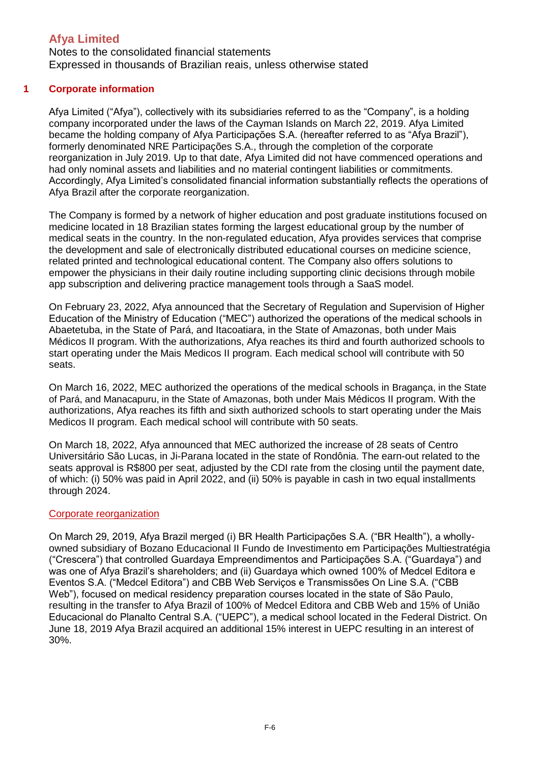# Afya Limited

Notes to the consolidated financial statements
Expressed in thousands of Brazilian reais, unless otherwise stated

## 1 Corporate information

Afya Limited (“Afya”), collectively with its subsidiaries referred to as the “Company”, is a holding company incorporated under the laws of the Cayman Islands on March 22, 2019. Afya Limited became the holding company of Afya Participações S.A. (hereafter referred to as “Afya Brazil”), formerly denominated NRE Participações S.A., through the completion of the corporate reorganization in July 2019. Up to that date, Afya Limited did not have commenced operations and had only nominal assets and liabilities and no material contingent liabilities or commitments. Accordingly, Afya Limited’s consolidated financial information substantially reflects the operations of Afya Brazil after the corporate reorganization.

The Company is formed by a network of higher education and post graduate institutions focused on medicine located in 18 Brazilian states forming the largest educational group by the number of medical seats in the country. In the non-regulated education, Afya provides services that comprise the development and sale of electronically distributed educational courses on medicine science, related printed and technological educational content. The Company also offers solutions to empower the physicians in their daily routine including supporting clinic decisions through mobile app subscription and delivering practice management tools through a SaaS model.

On February 23, 2022, Afya announced that the Secretary of Regulation and Supervision of Higher Education of the Ministry of Education (“MEC”) authorized the operations of the medical schools in Abaetetuba, in the State of Pará, and Itacoatiara, in the State of Amazonas, both under Mais Médicos II program. With the authorizations, Afya reaches its third and fourth authorized schools to start operating under the Mais Medicos II program. Each medical school will contribute with 50 seats.

On March 16, 2022, MEC authorized the operations of the medical schools in Bragança, in the State of Pará, and Manacapuru, in the State of Amazonas, both under Mais Médicos II program. With the authorizations, Afya reaches its fifth and sixth authorized schools to start operating under the Mais Medicos II program. Each medical school will contribute with 50 seats.

On March 18, 2022, Afya announced that MEC authorized the increase of 28 seats of Centro Universitário São Lucas, in Ji-Parana located in the state of Rondônia. The earn-out related to the seats approval is R$800 per seat, adjusted by the CDI rate from the closing until the payment date, of which: (i) 50% was paid in April 2022, and (ii) 50% is payable in cash in two equal installments through 2024.

### Corporate reorganization

On March 29, 2019, Afya Brazil merged (i) BR Health Participações S.A. (“BR Health”), a wholly-owned subsidiary of Bozano Educacional II Fundo de Investimento em Participações Multiestratégia (“Crescera”) that controlled Guardaya Empreendimentos and Participações S.A. (“Guardaya”) and was one of Afya Brazil’s shareholders; and (ii) Guardaya which owned 100% of Medcel Editora e Eventos S.A. (“Medcel Editora”) and CBB Web Serviços e Transmissões On Line S.A. (“CBB Web”), focused on medical residency preparation courses located in the state of São Paulo, resulting in the transfer to Afya Brazil of 100% of Medcel Editora and CBB Web and 15% of União Educacional do Planalto Central S.A. (“UEPC”), a medical school located in the Federal District. On June 18, 2019 Afya Brazil acquired an additional 15% interest in UEPC resulting in an interest of 30%.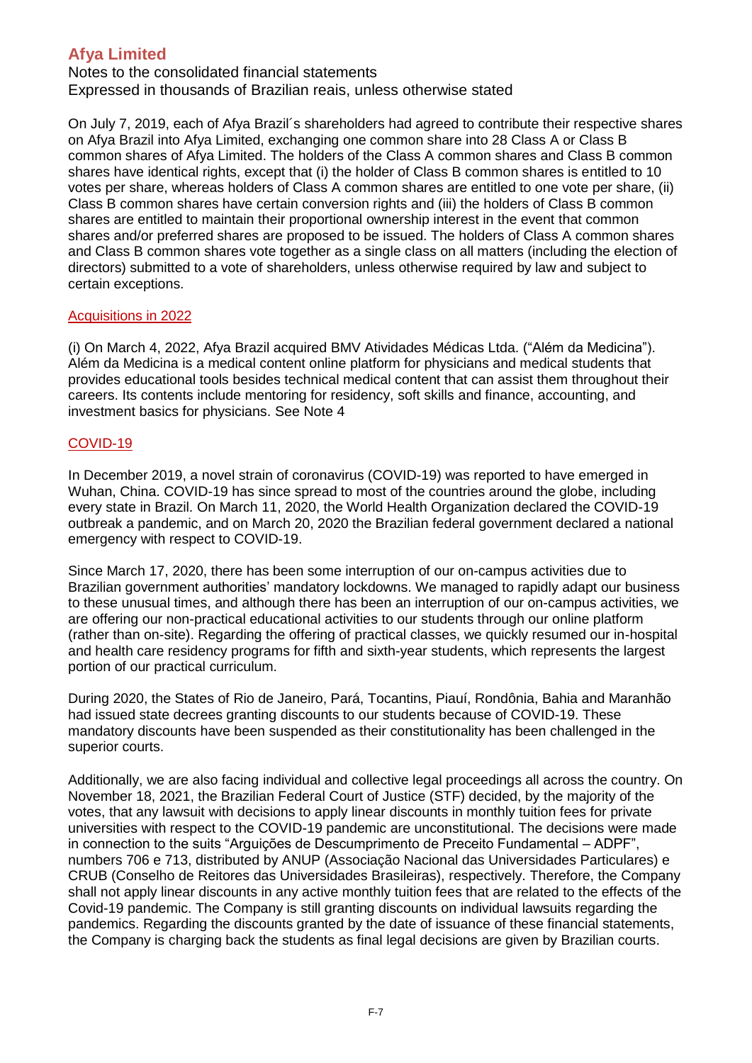On July 7, 2019, each of Afya Brazil´s shareholders had agreed to contribute their respective shares on Afya Brazil into Afya Limited, exchanging one common share into 28 Class A or Class B common shares of Afya Limited. The holders of the Class A common shares and Class B common shares have identical rights, except that (i) the holder of Class B common shares is entitled to 10 votes per share, whereas holders of Class A common shares are entitled to one vote per share, (ii) Class B common shares have certain conversion rights and (iii) the holders of Class B common shares are entitled to maintain their proportional ownership interest in the event that common shares and/or preferred shares are proposed to be issued. The holders of Class A common shares and Class B common shares vote together as a single class on all matters (including the election of directors) submitted to a vote of shareholders, unless otherwise required by law and subject to certain exceptions.

### Acquisitions in 2022

(i) On March 4, 2022, Afya Brazil acquired BMV Atividades Médicas Ltda. ("Além da Medicina"). Além da Medicina is a medical content online platform for physicians and medical students that provides educational tools besides technical medical content that can assist them throughout their careers. Its contents include mentoring for residency, soft skills and finance, accounting, and investment basics for physicians. See Note 4

### COVID-19

In December 2019, a novel strain of coronavirus (COVID-19) was reported to have emerged in Wuhan, China. COVID-19 has since spread to most of the countries around the globe, including every state in Brazil. On March 11, 2020, the World Health Organization declared the COVID-19 outbreak a pandemic, and on March 20, 2020 the Brazilian federal government declared a national emergency with respect to COVID-19.

Since March 17, 2020, there has been some interruption of our on-campus activities due to Brazilian government authorities' mandatory lockdowns. We managed to rapidly adapt our business to these unusual times, and although there has been an interruption of our on-campus activities, we are offering our non-practical educational activities to our students through our online platform (rather than on-site). Regarding the offering of practical classes, we quickly resumed our in-hospital and health care residency programs for fifth and sixth-year students, which represents the largest portion of our practical curriculum.

During 2020, the States of Rio de Janeiro, Pará, Tocantins, Piauí, Rondônia, Bahia and Maranhão had issued state decrees granting discounts to our students because of COVID-19. These mandatory discounts have been suspended as their constitutionality has been challenged in the superior courts.

Additionally, we are also facing individual and collective legal proceedings all across the country. On November 18, 2021, the Brazilian Federal Court of Justice (STF) decided, by the majority of the votes, that any lawsuit with decisions to apply linear discounts in monthly tuition fees for private universities with respect to the COVID-19 pandemic are unconstitutional. The decisions were made in connection to the suits "Arguições de Descumprimento de Preceito Fundamental – ADPF", numbers 706 e 713, distributed by ANUP (Associação Nacional das Universidades Particulares) e CRUB (Conselho de Reitores das Universidades Brasileiras), respectively. Therefore, the Company shall not apply linear discounts in any active monthly tuition fees that are related to the effects of the Covid-19 pandemic. The Company is still granting discounts on individual lawsuits regarding the pandemics. Regarding the discounts granted by the date of issuance of these financial statements, the Company is charging back the students as final legal decisions are given by Brazilian courts.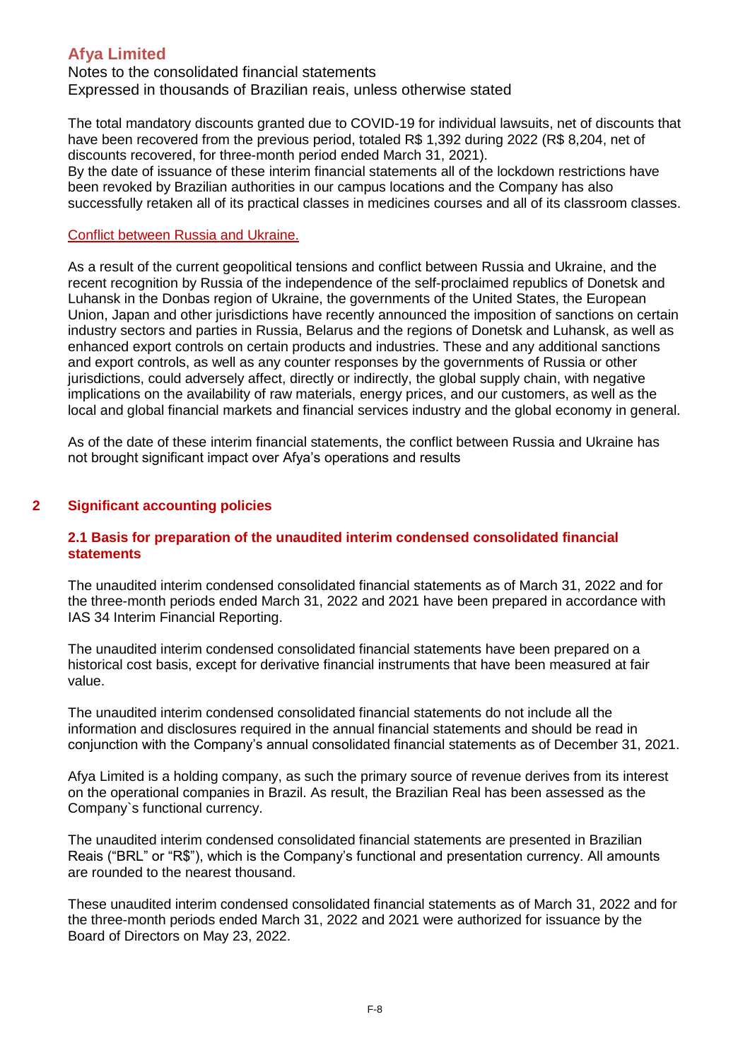The total mandatory discounts granted due to COVID-19 for individual lawsuits, net of discounts that have been recovered from the previous period, totaled R$ 1,392 during 2022 (R$ 8,204, net of discounts recovered, for three-month period ended March 31, 2021).
By the date of issuance of these interim financial statements all of the lockdown restrictions have been revoked by Brazilian authorities in our campus locations and the Company has also successfully retaken all of its practical classes in medicines courses and all of its classroom classes.

Conflict between Russia and Ukraine.

As a result of the current geopolitical tensions and conflict between Russia and Ukraine, and the recent recognition by Russia of the independence of the self-proclaimed republics of Donetsk and Luhansk in the Donbas region of Ukraine, the governments of the United States, the European Union, Japan and other jurisdictions have recently announced the imposition of sanctions on certain industry sectors and parties in Russia, Belarus and the regions of Donetsk and Luhansk, as well as enhanced export controls on certain products and industries. These and any additional sanctions and export controls, as well as any counter responses by the governments of Russia or other jurisdictions, could adversely affect, directly or indirectly, the global supply chain, with negative implications on the availability of raw materials, energy prices, and our customers, as well as the local and global financial markets and financial services industry and the global economy in general.

As of the date of these interim financial statements, the conflict between Russia and Ukraine has not brought significant impact over Afya's operations and results

## 2 Significant accounting policies

### 2.1 Basis for preparation of the unaudited interim condensed consolidated financial statements

The unaudited interim condensed consolidated financial statements as of March 31, 2022 and for the three-month periods ended March 31, 2022 and 2021 have been prepared in accordance with IAS 34 Interim Financial Reporting.

The unaudited interim condensed consolidated financial statements have been prepared on a historical cost basis, except for derivative financial instruments that have been measured at fair value.

The unaudited interim condensed consolidated financial statements do not include all the information and disclosures required in the annual financial statements and should be read in conjunction with the Company's annual consolidated financial statements as of December 31, 2021.

Afya Limited is a holding company, as such the primary source of revenue derives from its interest on the operational companies in Brazil. As result, the Brazilian Real has been assessed as the Company`s functional currency.

The unaudited interim condensed consolidated financial statements are presented in Brazilian Reais ("BRL" or "R$"), which is the Company's functional and presentation currency. All amounts are rounded to the nearest thousand.

These unaudited interim condensed consolidated financial statements as of March 31, 2022 and for the three-month periods ended March 31, 2022 and 2021 were authorized for issuance by the Board of Directors on May 23, 2022.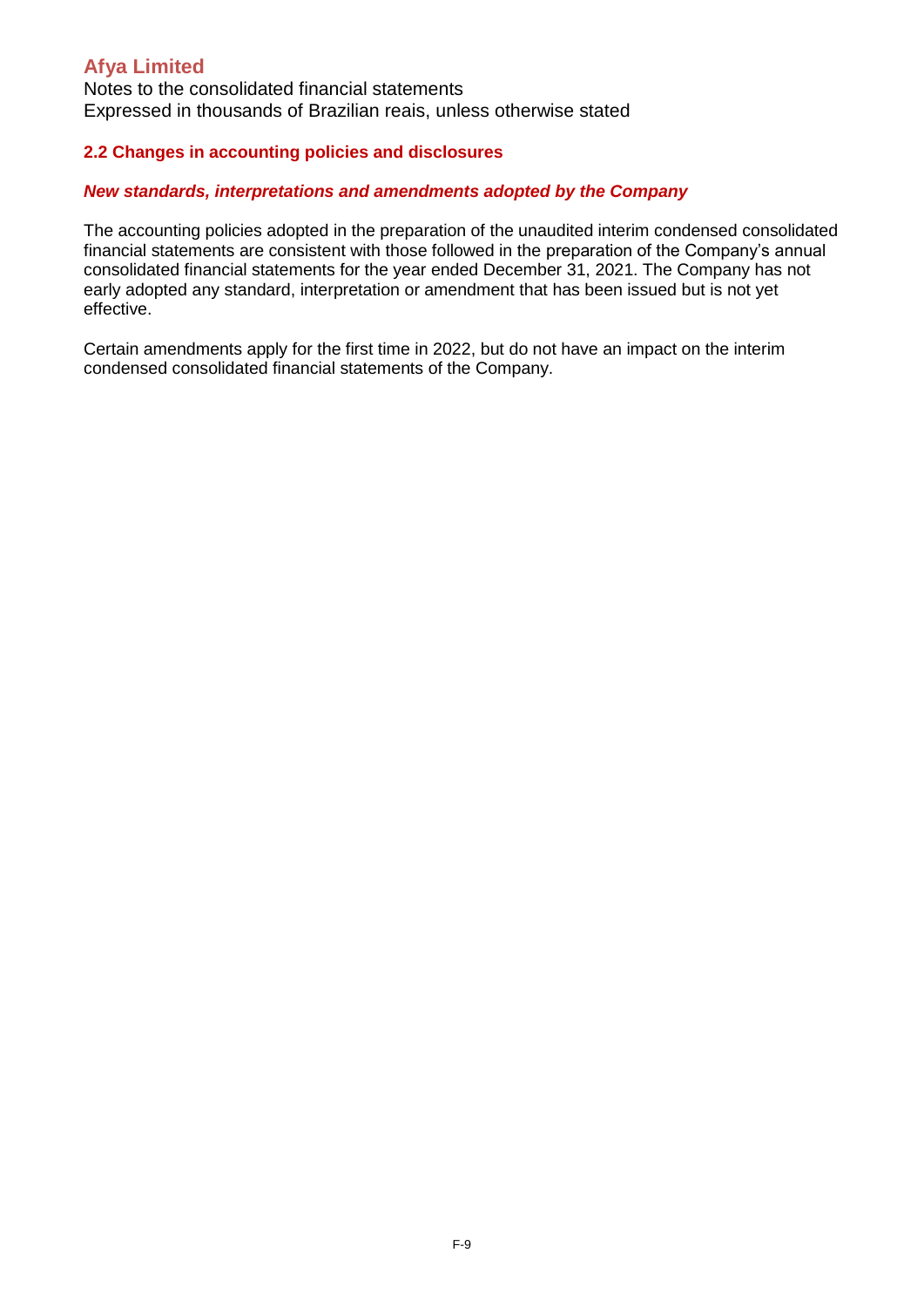## 2.2 Changes in accounting policies and disclosures

### *New standards, interpretations and amendments adopted by the Company*

The accounting policies adopted in the preparation of the unaudited interim condensed consolidated financial statements are consistent with those followed in the preparation of the Company's annual consolidated financial statements for the year ended December 31, 2021. The Company has not early adopted any standard, interpretation or amendment that has been issued but is not yet effective.

Certain amendments apply for the first time in 2022, but do not have an impact on the interim condensed consolidated financial statements of the Company.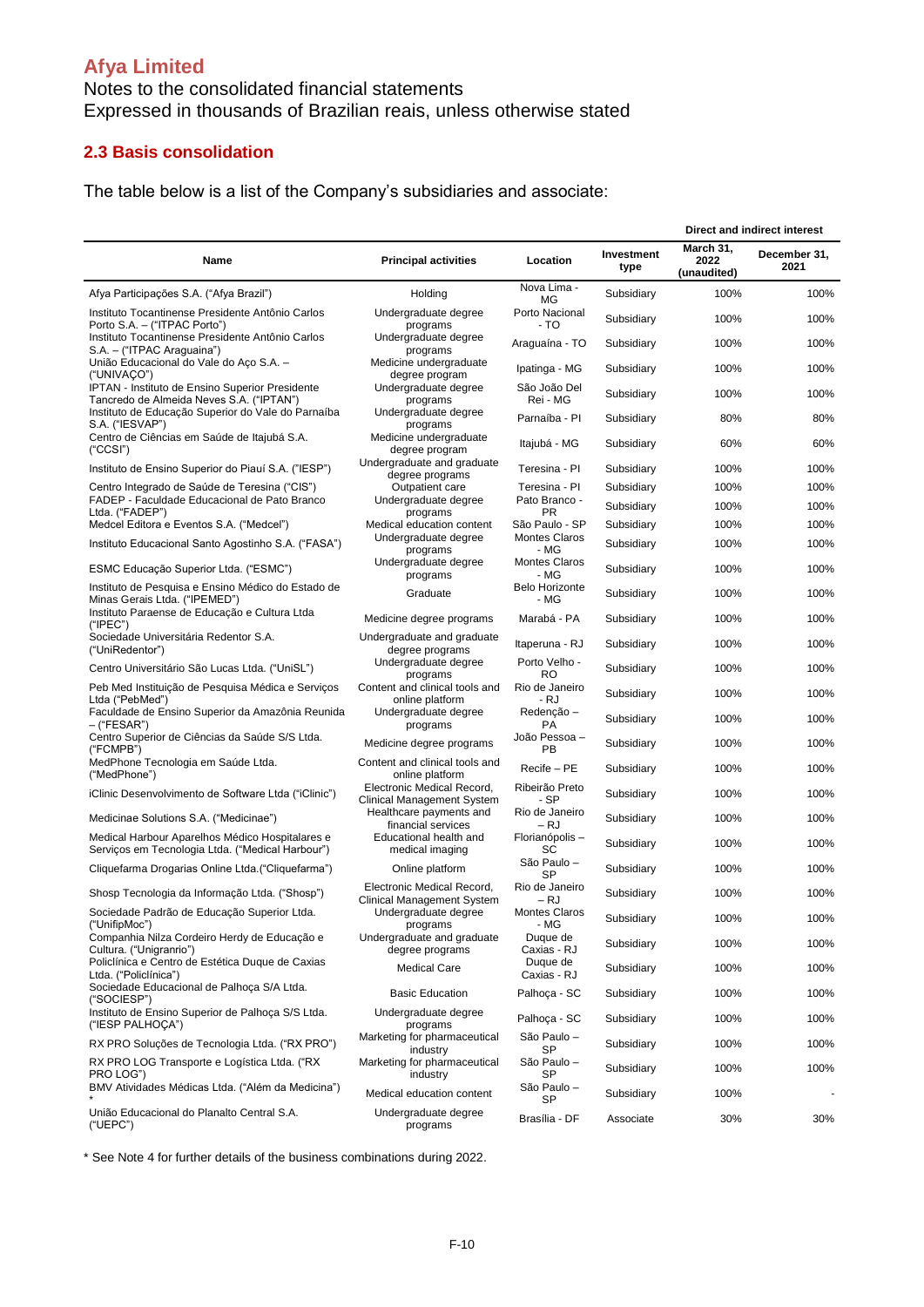# Afya Limited

Notes to the consolidated financial statements
Expressed in thousands of Brazilian reais, unless otherwise stated

## 2.3 Basis consolidation

The table below is a list of the Company's subsidiaries and associate:

| Name | Principal activities | Location | Investment type | Direct and indirect interest | |
|---|---|---|---|---|---|
| | | | | March 31, 2022 (unaudited) | December 31, 2021 |
| Afya Participações S.A. ("Afya Brazil") | Holding | Nova Lima - MG | Subsidiary | 100% | 100% |
| Instituto Tocantinense Presidente Antônio Carlos Porto S.A. – ("ITPAC Porto") | Undergraduate degree programs | Porto Nacional - TO | Subsidiary | 100% | 100% |
| Instituto Tocantinense Presidente Antônio Carlos S.A. – ("ITPAC Araguaina") | Undergraduate degree programs | Araguaína - TO | Subsidiary | 100% | 100% |
| União Educacional do Vale do Aço S.A. – ("UNIVAÇO") | Medicine undergraduate degree program | Ipatinga - MG | Subsidiary | 100% | 100% |
| IPTAN - Instituto de Ensino Superior Presidente Tancredo de Almeida Neves S.A. ("IPTAN") | Undergraduate degree programs | São João Del Rei - MG | Subsidiary | 100% | 100% |
| Instituto de Educação Superior do Vale do Parnaíba S.A. ("IESVAP") | Undergraduate degree programs | Parnaíba - PI | Subsidiary | 80% | 80% |
| Centro de Ciências em Saúde de Itajubá S.A. ("CCSI") | Medicine undergraduate degree program | Itajubá - MG | Subsidiary | 60% | 60% |
| Instituto de Ensino Superior do Piauí S.A. ("IESP") | Undergraduate and graduate degree programs | Teresina - PI | Subsidiary | 100% | 100% |
| Centro Integrado de Saúde de Teresina ("CIS") | Outpatient care | Teresina - PI | Subsidiary | 100% | 100% |
| FADEP - Faculdade Educacional de Pato Branco Ltda. ("FADEP") | Undergraduate degree programs | Pato Branco - PR | Subsidiary | 100% | 100% |
| Medcel Editora e Eventos S.A. ("Medcel") | Medical education content | São Paulo - SP | Subsidiary | 100% | 100% |
| Instituto Educacional Santo Agostinho S.A. ("FASA") | Undergraduate degree programs | Montes Claros - MG | Subsidiary | 100% | 100% |
| ESMC Educação Superior Ltda. ("ESMC") | Undergraduate degree programs | Montes Claros - MG | Subsidiary | 100% | 100% |
| Instituto de Pesquisa e Ensino Médico do Estado de Minas Gerais Ltda. ("IPEMED") | Graduate | Belo Horizonte - MG | Subsidiary | 100% | 100% |
| Instituto Paraense de Educação e Cultura Ltda ("IPEC") | Medicine degree programs | Marabá - PA | Subsidiary | 100% | 100% |
| Sociedade Universitária Redentor S.A. ("UniRedentor") | Undergraduate and graduate degree programs | Itaperuna - RJ | Subsidiary | 100% | 100% |
| Centro Universitário São Lucas Ltda. ("UniSL") | Undergraduate degree programs | Porto Velho - RO | Subsidiary | 100% | 100% |
| Peb Med Instituição de Pesquisa Médica e Serviços Ltda ("PebMed") | Content and clinical tools and online platform | Rio de Janeiro - RJ | Subsidiary | 100% | 100% |
| Faculdade de Ensino Superior da Amazônia Reunida – ("FESAR") | Undergraduate degree programs | Redenção – PA | Subsidiary | 100% | 100% |
| Centro Superior de Ciências da Saúde S/S Ltda. ("FCMPB") | Medicine degree programs | João Pessoa – PB | Subsidiary | 100% | 100% |
| MedPhone Tecnologia em Saúde Ltda. ("MedPhone") | Content and clinical tools and online platform | Recife – PE | Subsidiary | 100% | 100% |
| iClinic Desenvolvimento de Software Ltda ("iClinic") | Electronic Medical Record, Clinical Management System | Ribeirão Preto - SP | Subsidiary | 100% | 100% |
| Medicinae Solutions S.A. ("Medicinae") | Healthcare payments and financial services | Rio de Janeiro – RJ | Subsidiary | 100% | 100% |
| Medical Harbour Aparelhos Médico Hospitalares e Serviços em Tecnologia Ltda. ("Medical Harbour") | Educational health and medical imaging | Florianópolis – SC | Subsidiary | 100% | 100% |
| Cliquefarma Drogarias Online Ltda.("Cliquefarma") | Online platform | São Paulo – SP | Subsidiary | 100% | 100% |
| Shosp Tecnologia da Informação Ltda. ("Shosp") | Electronic Medical Record, Clinical Management System | Rio de Janeiro – RJ | Subsidiary | 100% | 100% |
| Sociedade Padrão de Educação Superior Ltda. ("UnifipMoc") | Undergraduate degree programs | Montes Claros - MG | Subsidiary | 100% | 100% |
| Companhia Nilza Cordeiro Herdy de Educação e Cultura. ("Unigranrio") | Undergraduate and graduate degree programs | Duque de Caxias - RJ | Subsidiary | 100% | 100% |
| Policlínica e Centro de Estética Duque de Caxias Ltda. ("Policlínica") | Medical Care | Duque de Caxias - RJ | Subsidiary | 100% | 100% |
| Sociedade Educacional de Palhoça S/A Ltda. ("SOCIESP") | Basic Education | Palhoça - SC | Subsidiary | 100% | 100% |
| Instituto de Ensino Superior de Palhoça S/S Ltda. ("IESP PALHOÇA") | Undergraduate degree programs | Palhoça - SC | Subsidiary | 100% | 100% |
| RX PRO Soluções de Tecnologia Ltda. ("RX PRO") | Marketing for pharmaceutical industry | São Paulo – SP | Subsidiary | 100% | 100% |
| RX PRO LOG Transporte e Logística Ltda. ("RX PRO LOG") | Marketing for pharmaceutical industry | São Paulo – SP | Subsidiary | 100% | 100% |
| BMV Atividades Médicas Ltda. ("Além da Medicina") * | Medical education content | São Paulo – SP | Subsidiary | 100% | - |
| União Educacional do Planalto Central S.A. ("UEPC") | Undergraduate degree programs | Brasília - DF | Associate | 30% | 30% |

\* See Note 4 for further details of the business combinations during 2022.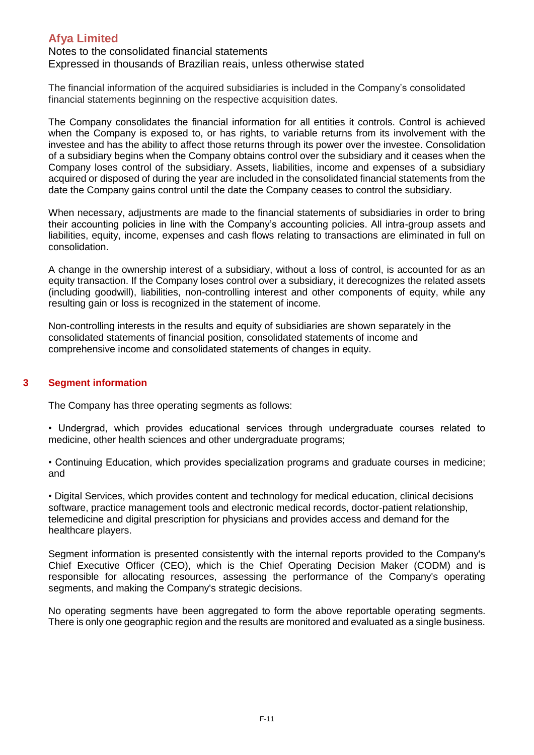The financial information of the acquired subsidiaries is included in the Company's consolidated financial statements beginning on the respective acquisition dates.

The Company consolidates the financial information for all entities it controls. Control is achieved when the Company is exposed to, or has rights, to variable returns from its involvement with the investee and has the ability to affect those returns through its power over the investee. Consolidation of a subsidiary begins when the Company obtains control over the subsidiary and it ceases when the Company loses control of the subsidiary. Assets, liabilities, income and expenses of a subsidiary acquired or disposed of during the year are included in the consolidated financial statements from the date the Company gains control until the date the Company ceases to control the subsidiary.

When necessary, adjustments are made to the financial statements of subsidiaries in order to bring their accounting policies in line with the Company's accounting policies. All intra-group assets and liabilities, equity, income, expenses and cash flows relating to transactions are eliminated in full on consolidation.

A change in the ownership interest of a subsidiary, without a loss of control, is accounted for as an equity transaction. If the Company loses control over a subsidiary, it derecognizes the related assets (including goodwill), liabilities, non-controlling interest and other components of equity, while any resulting gain or loss is recognized in the statement of income.

Non-controlling interests in the results and equity of subsidiaries are shown separately in the consolidated statements of financial position, consolidated statements of income and comprehensive income and consolidated statements of changes in equity.

## 3 Segment information

The Company has three operating segments as follows:

- Undergrad, which provides educational services through undergraduate courses related to medicine, other health sciences and other undergraduate programs;

- Continuing Education, which provides specialization programs and graduate courses in medicine; and

- Digital Services, which provides content and technology for medical education, clinical decisions software, practice management tools and electronic medical records, doctor-patient relationship, telemedicine and digital prescription for physicians and provides access and demand for the healthcare players.

Segment information is presented consistently with the internal reports provided to the Company's Chief Executive Officer (CEO), which is the Chief Operating Decision Maker (CODM) and is responsible for allocating resources, assessing the performance of the Company's operating segments, and making the Company's strategic decisions.

No operating segments have been aggregated to form the above reportable operating segments. There is only one geographic region and the results are monitored and evaluated as a single business.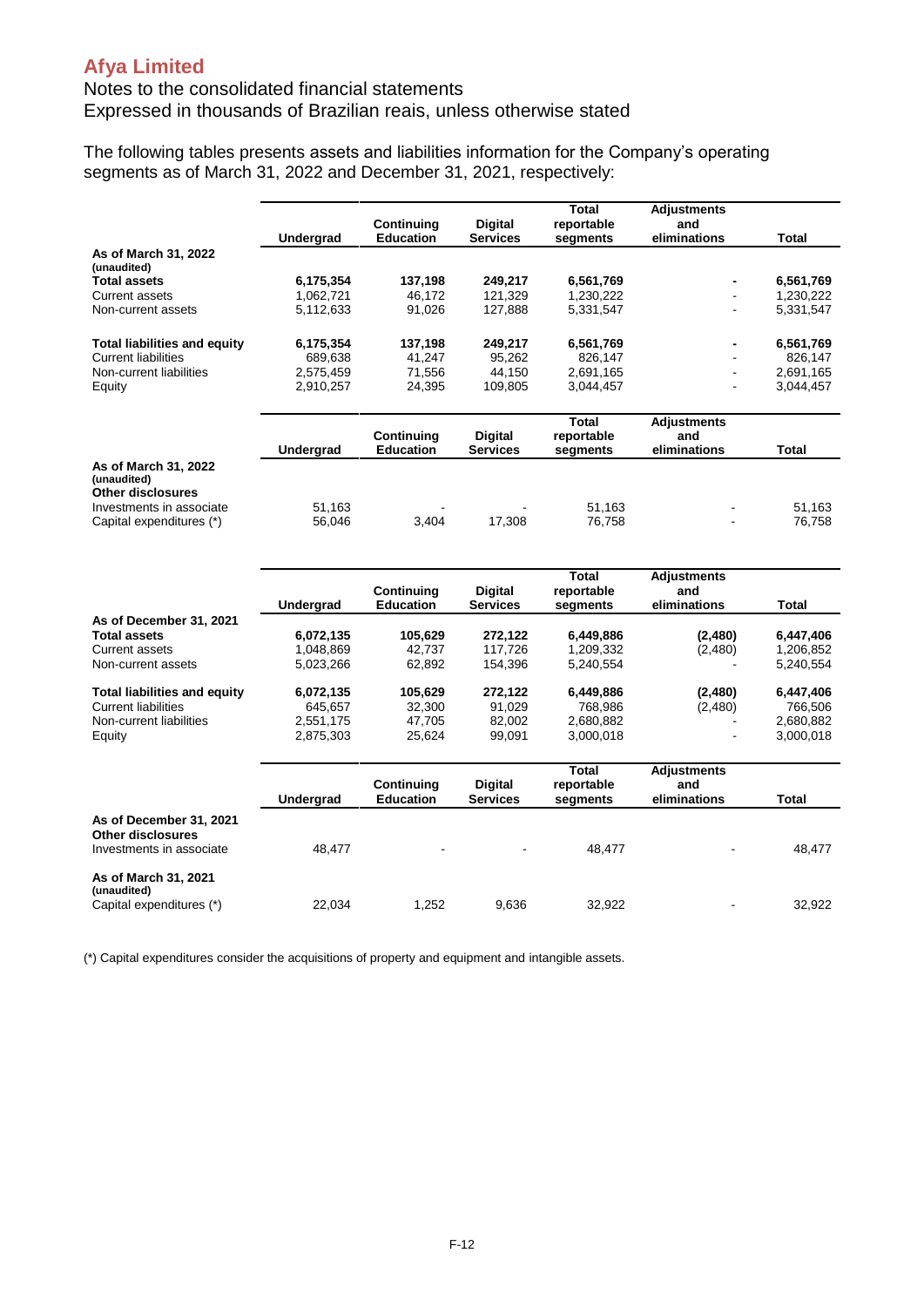# Afya Limited

Notes to the consolidated financial statements
Expressed in thousands of Brazilian reais, unless otherwise stated

The following tables presents assets and liabilities information for the Company's operating segments as of March 31, 2022 and December 31, 2021, respectively:

| | Undergrad | Continuing Education | Digital Services | Total reportable segments | Adjustments and eliminations | Total |
|---|---|---|---|---|---|---|
| **As of March 31, 2022 (unaudited)** | | | | | | |
| **Total assets** | **6,175,354** | **137,198** | **249,217** | **6,561,769** | **-** | **6,561,769** |
| Current assets | 1,062,721 | 46,172 | 121,329 | 1,230,222 | - | 1,230,222 |
| Non-current assets | 5,112,633 | 91,026 | 127,888 | 5,331,547 | - | 5,331,547 |
| **Total liabilities and equity** | **6,175,354** | **137,198** | **249,217** | **6,561,769** | **-** | **6,561,769** |
| Current liabilities | 689,638 | 41,247 | 95,262 | 826,147 | - | 826,147 |
| Non-current liabilities | 2,575,459 | 71,556 | 44,150 | 2,691,165 | - | 2,691,165 |
| Equity | 2,910,257 | 24,395 | 109,805 | 3,044,457 | - | 3,044,457 |

| | Undergrad | Continuing Education | Digital Services | Total reportable segments | Adjustments and eliminations | Total |
|---|---|---|---|---|---|---|
| **As of March 31, 2022 (unaudited)** | | | | | | |
| **Other disclosures** | | | | | | |
| Investments in associate | 51,163 | - | - | 51,163 | - | 51,163 |
| Capital expenditures (*) | 56,046 | 3,404 | 17,308 | 76,758 | - | 76,758 |

| | Undergrad | Continuing Education | Digital Services | Total reportable segments | Adjustments and eliminations | Total |
|---|---|---|---|---|---|---|
| **As of December 31, 2021** | | | | | | |
| **Total assets** | **6,072,135** | **105,629** | **272,122** | **6,449,886** | **(2,480)** | **6,447,406** |
| Current assets | 1,048,869 | 42,737 | 117,726 | 1,209,332 | (2,480) | 1,206,852 |
| Non-current assets | 5,023,266 | 62,892 | 154,396 | 5,240,554 | - | 5,240,554 |
| **Total liabilities and equity** | **6,072,135** | **105,629** | **272,122** | **6,449,886** | **(2,480)** | **6,447,406** |
| Current liabilities | 645,657 | 32,300 | 91,029 | 768,986 | (2,480) | 766,506 |
| Non-current liabilities | 2,551,175 | 47,705 | 82,002 | 2,680,882 | - | 2,680,882 |
| Equity | 2,875,303 | 25,624 | 99,091 | 3,000,018 | - | 3,000,018 |

| | Undergrad | Continuing Education | Digital Services | Total reportable segments | Adjustments and eliminations | Total |
|---|---|---|---|---|---|---|
| **As of December 31, 2021** | | | | | | |
| **Other disclosures** | | | | | | |
| Investments in associate | 48,477 | - | - | 48,477 | - | 48,477 |
| **As of March 31, 2021 (unaudited)** | | | | | | |
| Capital expenditures (*) | 22,034 | 1,252 | 9,636 | 32,922 | - | 32,922 |

(*) Capital expenditures consider the acquisitions of property and equipment and intangible assets.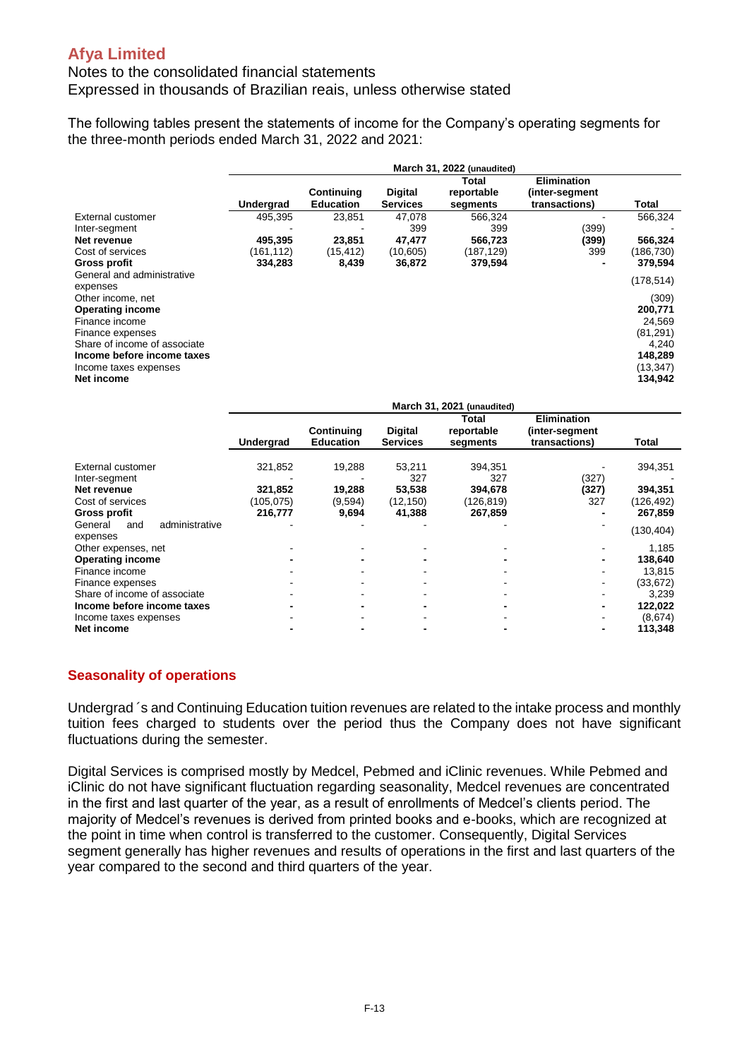# Afya Limited

Notes to the consolidated financial statements
Expressed in thousands of Brazilian reais, unless otherwise stated

The following tables present the statements of income for the Company's operating segments for the three-month periods ended March 31, 2022 and 2021:

| | March 31, 2022 (unaudited) | | | | | |
|---|---|---|---|---|---|---|
| | Undergrad | Continuing Education | Digital Services | Total reportable segments | Elimination (inter-segment transactions) | Total |
| External customer | 495,395 | 23,851 | 47,078 | 566,324 | - | 566,324 |
| Inter-segment | - | - | 399 | 399 | (399) | - |
| **Net revenue** | **495,395** | **23,851** | **47,477** | **566,723** | **(399)** | **566,324** |
| Cost of services | (161,112) | (15,412) | (10,605) | (187,129) | 399 | (186,730) |
| **Gross profit** | **334,283** | **8,439** | **36,872** | **379,594** | **-** | **379,594** |
| General and administrative expenses | | | | | | (178,514) |
| Other income, net | | | | | | (309) |
| **Operating income** | | | | | | **200,771** |
| Finance income | | | | | | 24,569 |
| Finance expenses | | | | | | (81,291) |
| Share of income of associate | | | | | | 4,240 |
| **Income before income taxes** | | | | | | **148,289** |
| Income taxes expenses | | | | | | (13,347) |
| **Net income** | | | | | | **134,942** |

| | March 31, 2021 (unaudited) | | | | | |
|---|---|---|---|---|---|---|
| | Undergrad | Continuing Education | Digital Services | Total reportable segments | Elimination (inter-segment transactions) | Total |
| External customer | 321,852 | 19,288 | 53,211 | 394,351 | - | 394,351 |
| Inter-segment | - | - | 327 | 327 | (327) | - |
| **Net revenue** | **321,852** | **19,288** | **53,538** | **394,678** | **(327)** | **394,351** |
| Cost of services | (105,075) | (9,594) | (12,150) | (126,819) | 327 | (126,492) |
| **Gross profit** | **216,777** | **9,694** | **41,388** | **267,859** | **-** | **267,859** |
| General and administrative expenses | - | - | - | - | - | (130,404) |
| Other expenses, net | - | - | - | - | - | 1,185 |
| **Operating income** | **-** | **-** | **-** | **-** | **-** | **138,640** |
| Finance income | - | - | - | - | - | 13,815 |
| Finance expenses | - | - | - | - | - | (33,672) |
| Share of income of associate | - | - | - | - | - | 3,239 |
| **Income before income taxes** | **-** | **-** | **-** | **-** | **-** | **122,022** |
| Income taxes expenses | - | - | - | - | - | (8,674) |
| **Net income** | **-** | **-** | **-** | **-** | **-** | **113,348** |

## Seasonality of operations

Undergrad´s and Continuing Education tuition revenues are related to the intake process and monthly tuition fees charged to students over the period thus the Company does not have significant fluctuations during the semester.

Digital Services is comprised mostly by Medcel, Pebmed and iClinic revenues. While Pebmed and iClinic do not have significant fluctuation regarding seasonality, Medcel revenues are concentrated in the first and last quarter of the year, as a result of enrollments of Medcel's clients period. The majority of Medcel's revenues is derived from printed books and e-books, which are recognized at the point in time when control is transferred to the customer. Consequently, Digital Services segment generally has higher revenues and results of operations in the first and last quarters of the year compared to the second and third quarters of the year.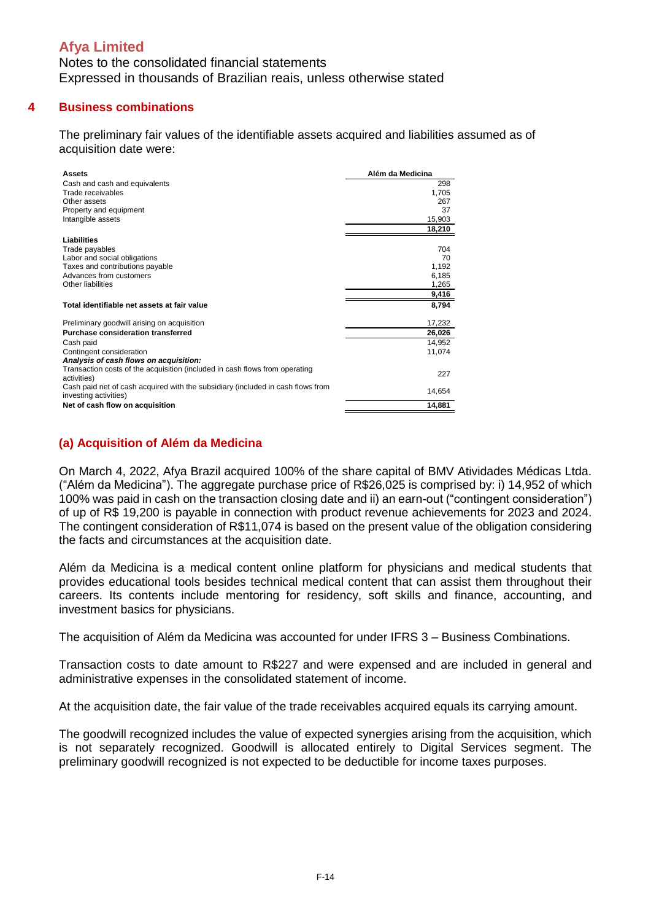# Afya Limited

Notes to the consolidated financial statements
Expressed in thousands of Brazilian reais, unless otherwise stated

## 4 Business combinations

The preliminary fair values of the identifiable assets acquired and liabilities assumed as of acquisition date were:

| **Assets** | **Além da Medicina** |
|---|---|
| Cash and cash equivalents | 298 |
| Trade receivables | 1,705 |
| Other assets | 267 |
| Property and equipment | 37 |
| Intangible assets | 15,903 |
| | **18,210** |
| **Liabilities** | |
| Trade payables | 704 |
| Labor and social obligations | 70 |
| Taxes and contributions payable | 1,192 |
| Advances from customers | 6,185 |
| Other liabilities | 1,265 |
| | **9,416** |
| **Total identifiable net assets at fair value** | **8,794** |
| Preliminary goodwill arising on acquisition | 17,232 |
| **Purchase consideration transferred** | **26,026** |
| Cash paid | 14,952 |
| Contingent consideration | 11,074 |
| ***Analysis of cash flows on acquisition:*** | |
| Transaction costs of the acquisition (included in cash flows from operating activities) | 227 |
| Cash paid net of cash acquired with the subsidiary (included in cash flows from investing activities) | 14,654 |
| **Net of cash flow on acquisition** | **14,881** |

### (a) Acquisition of Além da Medicina

On March 4, 2022, Afya Brazil acquired 100% of the share capital of BMV Atividades Médicas Ltda. ("Além da Medicina"). The aggregate purchase price of R$26,025 is comprised by: i) 14,952 of which 100% was paid in cash on the transaction closing date and ii) an earn-out ("contingent consideration") of up of R$ 19,200 is payable in connection with product revenue achievements for 2023 and 2024. The contingent consideration of R$11,074 is based on the present value of the obligation considering the facts and circumstances at the acquisition date.

Além da Medicina is a medical content online platform for physicians and medical students that provides educational tools besides technical medical content that can assist them throughout their careers. Its contents include mentoring for residency, soft skills and finance, accounting, and investment basics for physicians.

The acquisition of Além da Medicina was accounted for under IFRS 3 – Business Combinations.

Transaction costs to date amount to R$227 and were expensed and are included in general and administrative expenses in the consolidated statement of income.

At the acquisition date, the fair value of the trade receivables acquired equals its carrying amount.

The goodwill recognized includes the value of expected synergies arising from the acquisition, which is not separately recognized. Goodwill is allocated entirely to Digital Services segment. The preliminary goodwill recognized is not expected to be deductible for income taxes purposes.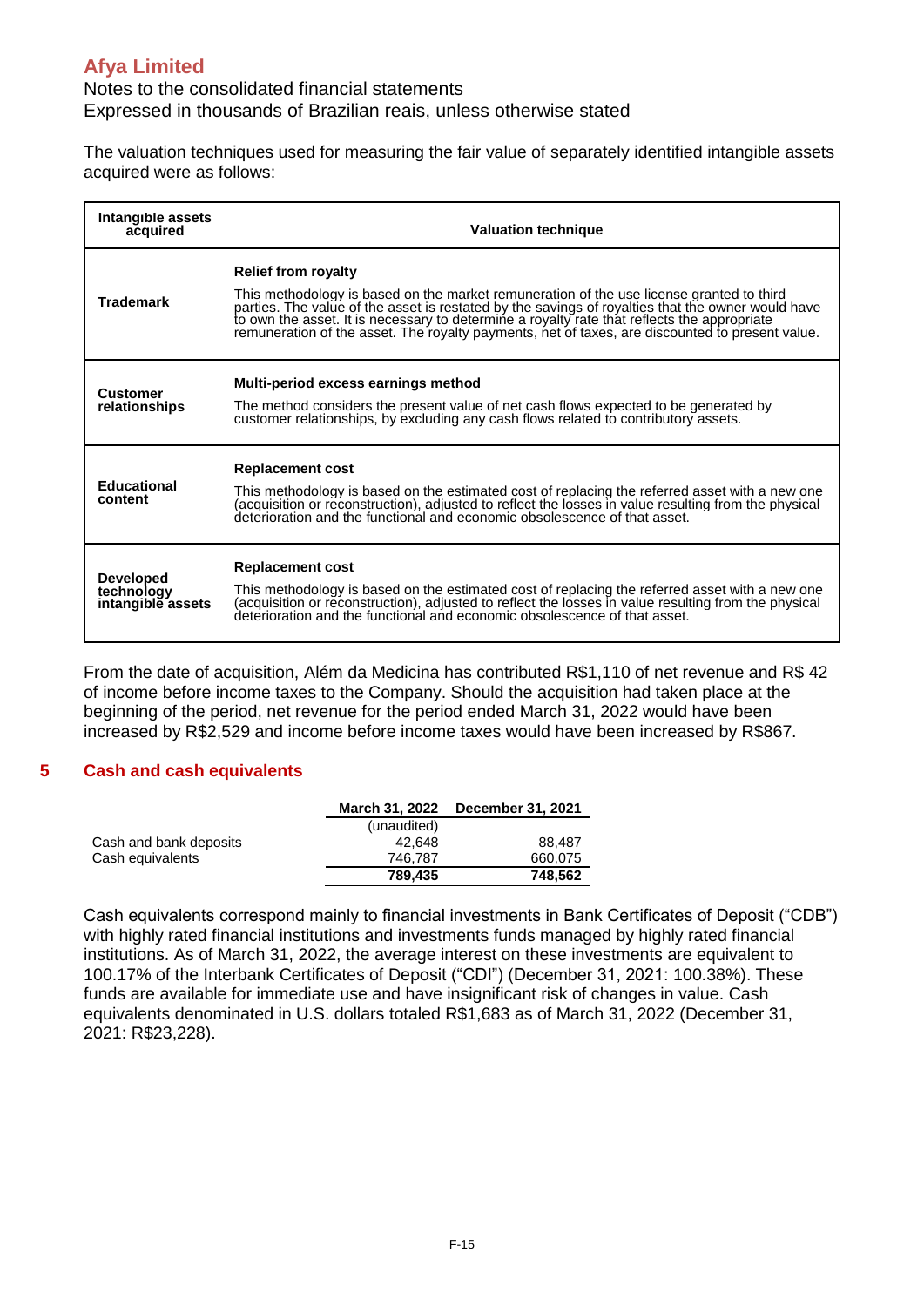The valuation techniques used for measuring the fair value of separately identified intangible assets acquired were as follows:

| Intangible assets acquired | Valuation technique |
|---|---|
| **Trademark** | **Relief from royalty**<br>This methodology is based on the market remuneration of the use license granted to third parties. The value of the asset is restated by the savings of royalties that the owner would have to own the asset. It is necessary to determine a royalty rate that reflects the appropriate remuneration of the asset. The royalty payments, net of taxes, are discounted to present value. |
| **Customer relationships** | **Multi-period excess earnings method**<br>The method considers the present value of net cash flows expected to be generated by customer relationships, by excluding any cash flows related to contributory assets. |
| **Educational content** | **Replacement cost**<br>This methodology is based on the estimated cost of replacing the referred asset with a new one (acquisition or reconstruction), adjusted to reflect the losses in value resulting from the physical deterioration and the functional and economic obsolescence of that asset. |
| **Developed technology intangible assets** | **Replacement cost**<br>This methodology is based on the estimated cost of replacing the referred asset with a new one (acquisition or reconstruction), adjusted to reflect the losses in value resulting from the physical deterioration and the functional and economic obsolescence of that asset. |

From the date of acquisition, Além da Medicina has contributed R$1,110 of net revenue and R$ 42 of income before income taxes to the Company. Should the acquisition had taken place at the beginning of the period, net revenue for the period ended March 31, 2022 would have been increased by R$2,529 and income before income taxes would have been increased by R$867.

## 5 Cash and cash equivalents

| | March 31, 2022 | December 31, 2021 |
|---|---|---|
| | (unaudited) | |
| Cash and bank deposits | 42,648 | 88,487 |
| Cash equivalents | 746,787 | 660,075 |
| | **789,435** | **748,562** |

Cash equivalents correspond mainly to financial investments in Bank Certificates of Deposit ("CDB") with highly rated financial institutions and investments funds managed by highly rated financial institutions. As of March 31, 2022, the average interest on these investments are equivalent to 100.17% of the Interbank Certificates of Deposit ("CDI") (December 31, 2021: 100.38%). These funds are available for immediate use and have insignificant risk of changes in value. Cash equivalents denominated in U.S. dollars totaled R$1,683 as of March 31, 2022 (December 31, 2021: R$23,228).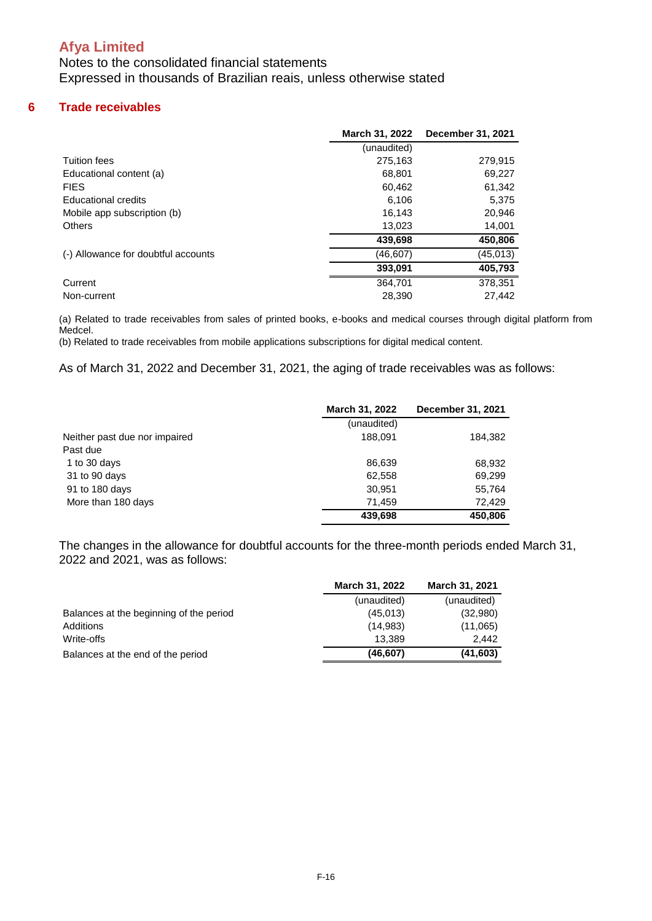# Afya Limited

Notes to the consolidated financial statements
Expressed in thousands of Brazilian reais, unless otherwise stated

## 6 Trade receivables

| | March 31, 2022 | December 31, 2021 |
|---|---|---|
| | (unaudited) | |
| Tuition fees | 275,163 | 279,915 |
| Educational content (a) | 68,801 | 69,227 |
| FIES | 60,462 | 61,342 |
| Educational credits | 6,106 | 5,375 |
| Mobile app subscription (b) | 16,143 | 20,946 |
| Others | 13,023 | 14,001 |
| | **439,698** | **450,806** |
| (-) Allowance for doubtful accounts | (46,607) | (45,013) |
| | **393,091** | **405,793** |
| Current | 364,701 | 378,351 |
| Non-current | 28,390 | 27,442 |

(a) Related to trade receivables from sales of printed books, e-books and medical courses through digital platform from Medcel.
(b) Related to trade receivables from mobile applications subscriptions for digital medical content.

As of March 31, 2022 and December 31, 2021, the aging of trade receivables was as follows:

| | March 31, 2022 | December 31, 2021 |
|---|---|---|
| | (unaudited) | |
| Neither past due nor impaired | 188,091 | 184,382 |
| Past due | | |
| 1 to 30 days | 86,639 | 68,932 |
| 31 to 90 days | 62,558 | 69,299 |
| 91 to 180 days | 30,951 | 55,764 |
| More than 180 days | 71,459 | 72,429 |
| | **439,698** | **450,806** |

The changes in the allowance for doubtful accounts for the three-month periods ended March 31, 2022 and 2021, was as follows:

| | March 31, 2022 | March 31, 2021 |
|---|---|---|
| | (unaudited) | (unaudited) |
| Balances at the beginning of the period | (45,013) | (32,980) |
| Additions | (14,983) | (11,065) |
| Write-offs | 13,389 | 2,442 |
| Balances at the end of the period | **(46,607)** | **(41,603)** |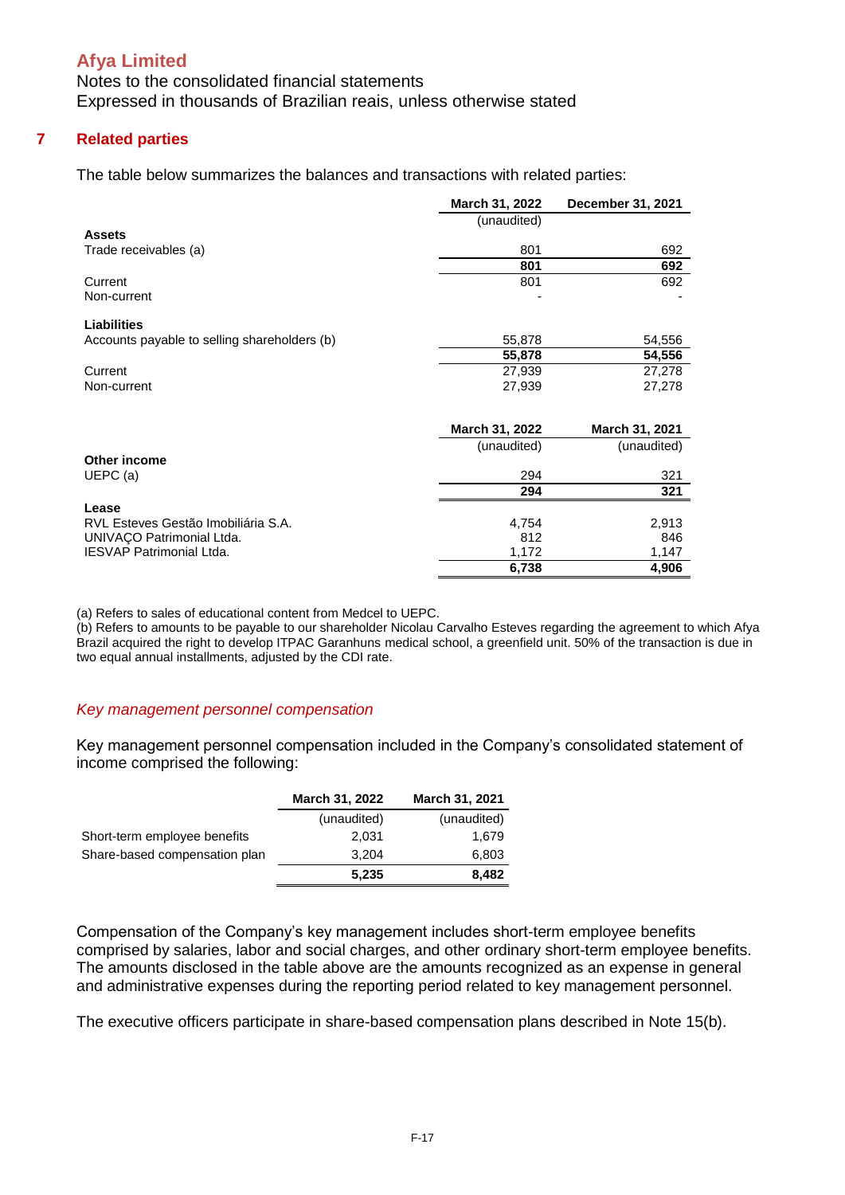# Afya Limited

Notes to the consolidated financial statements
Expressed in thousands of Brazilian reais, unless otherwise stated

## 7 Related parties

The table below summarizes the balances and transactions with related parties:

| | March 31, 2022 | December 31, 2021 |
|---|---|---|
| | (unaudited) | |
| **Assets** | | |
| Trade receivables (a) | 801 | 692 |
| | **801** | **692** |
| Current | 801 | 692 |
| Non-current | - | - |
| **Liabilities** | | |
| Accounts payable to selling shareholders (b) | 55,878 | 54,556 |
| | **55,878** | **54,556** |
| Current | 27,939 | 27,278 |
| Non-current | 27,939 | 27,278 |

| | March 31, 2022 | March 31, 2021 |
|---|---|---|
| | (unaudited) | (unaudited) |
| **Other income** | | |
| UEPC (a) | 294 | 321 |
| | **294** | **321** |
| **Lease** | | |
| RVL Esteves Gestão Imobiliária S.A. | 4,754 | 2,913 |
| UNIVAÇO Patrimonial Ltda. | 812 | 846 |
| IESVAP Patrimonial Ltda. | 1,172 | 1,147 |
| | **6,738** | **4,906** |

(a) Refers to sales of educational content from Medcel to UEPC.
(b) Refers to amounts to be payable to our shareholder Nicolau Carvalho Esteves regarding the agreement to which Afya Brazil acquired the right to develop ITPAC Garanhuns medical school, a greenfield unit. 50% of the transaction is due in two equal annual installments, adjusted by the CDI rate.

### *Key management personnel compensation*

Key management personnel compensation included in the Company's consolidated statement of income comprised the following:

| | March 31, 2022 | March 31, 2021 |
|---|---|---|
| | (unaudited) | (unaudited) |
| Short-term employee benefits | 2,031 | 1,679 |
| Share-based compensation plan | 3,204 | 6,803 |
| | **5,235** | **8,482** |

Compensation of the Company's key management includes short-term employee benefits comprised by salaries, labor and social charges, and other ordinary short-term employee benefits. The amounts disclosed in the table above are the amounts recognized as an expense in general and administrative expenses during the reporting period related to key management personnel.

The executive officers participate in share-based compensation plans described in Note 15(b).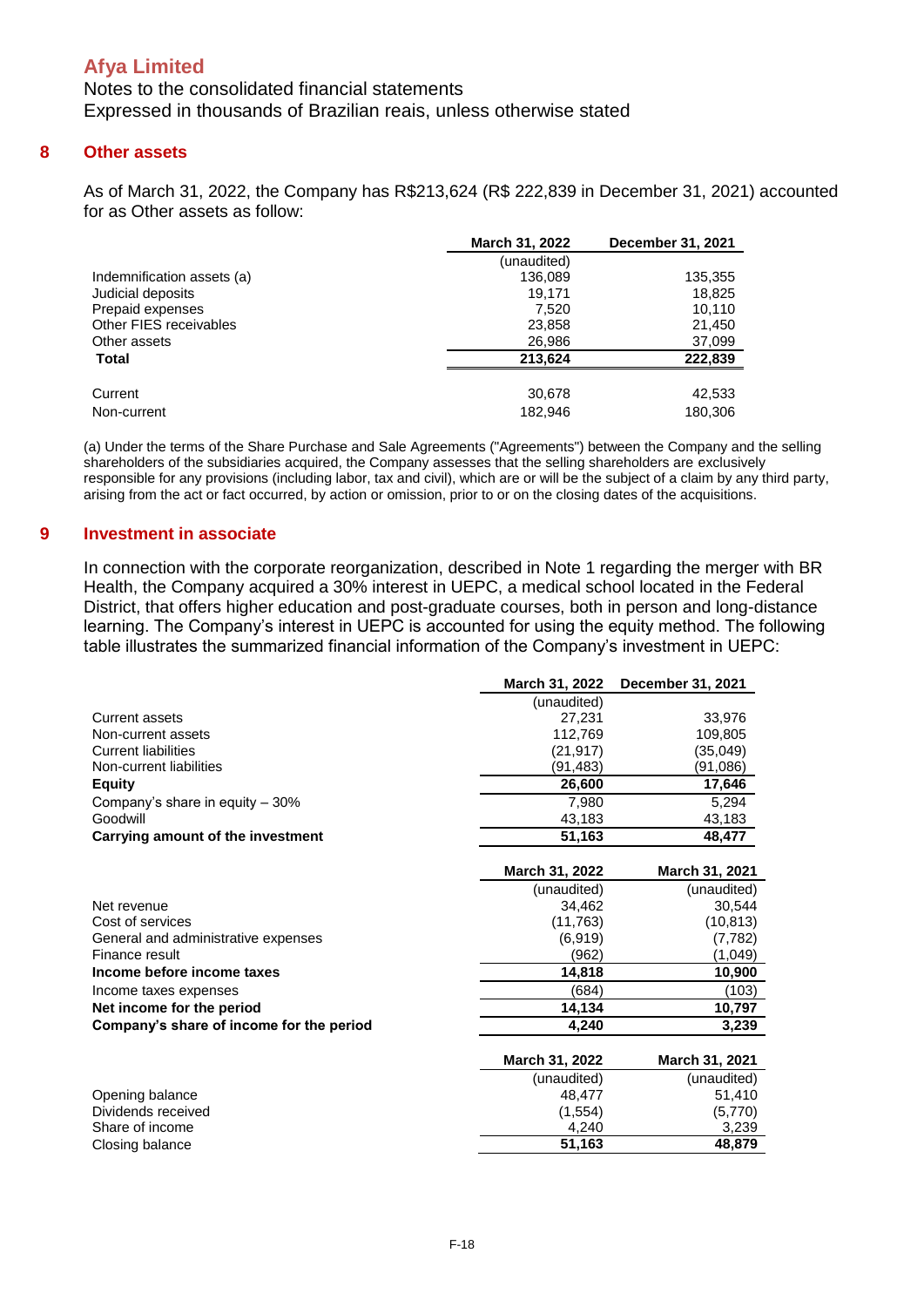# Afya Limited

Notes to the consolidated financial statements
Expressed in thousands of Brazilian reais, unless otherwise stated

## 8 Other assets

As of March 31, 2022, the Company has R$213,624 (R$ 222,839 in December 31, 2021) accounted for as Other assets as follow:

| | March 31, 2022 | December 31, 2021 |
|---|---|---|
| | (unaudited) | |
| Indemnification assets (a) | 136,089 | 135,355 |
| Judicial deposits | 19,171 | 18,825 |
| Prepaid expenses | 7,520 | 10,110 |
| Other FIES receivables | 23,858 | 21,450 |
| Other assets | 26,986 | 37,099 |
| **Total** | **213,624** | **222,839** |
| | | |
| Current | 30,678 | 42,533 |
| Non-current | 182,946 | 180,306 |

(a) Under the terms of the Share Purchase and Sale Agreements ("Agreements") between the Company and the selling shareholders of the subsidiaries acquired, the Company assesses that the selling shareholders are exclusively responsible for any provisions (including labor, tax and civil), which are or will be the subject of a claim by any third party, arising from the act or fact occurred, by action or omission, prior to or on the closing dates of the acquisitions.

## 9 Investment in associate

In connection with the corporate reorganization, described in Note 1 regarding the merger with BR Health, the Company acquired a 30% interest in UEPC, a medical school located in the Federal District, that offers higher education and post-graduate courses, both in person and long-distance learning. The Company's interest in UEPC is accounted for using the equity method. The following table illustrates the summarized financial information of the Company's investment in UEPC:

| | March 31, 2022 | December 31, 2021 |
|---|---|---|
| | (unaudited) | |
| Current assets | 27,231 | 33,976 |
| Non-current assets | 112,769 | 109,805 |
| Current liabilities | (21,917) | (35,049) |
| Non-current liabilities | (91,483) | (91,086) |
| **Equity** | **26,600** | **17,646** |
| Company's share in equity – 30% | 7,980 | 5,294 |
| Goodwill | 43,183 | 43,183 |
| **Carrying amount of the investment** | **51,163** | **48,477** |

| | March 31, 2022 | March 31, 2021 |
|---|---|---|
| | (unaudited) | (unaudited) |
| Net revenue | 34,462 | 30,544 |
| Cost of services | (11,763) | (10,813) |
| General and administrative expenses | (6,919) | (7,782) |
| Finance result | (962) | (1,049) |
| **Income before income taxes** | **14,818** | **10,900** |
| Income taxes expenses | (684) | (103) |
| **Net income for the period** | **14,134** | **10,797** |
| **Company's share of income for the period** | **4,240** | **3,239** |

| | March 31, 2022 | March 31, 2021 |
|---|---|---|
| | (unaudited) | (unaudited) |
| Opening balance | 48,477 | 51,410 |
| Dividends received | (1,554) | (5,770) |
| Share of income | 4,240 | 3,239 |
| Closing balance | **51,163** | **48,879** |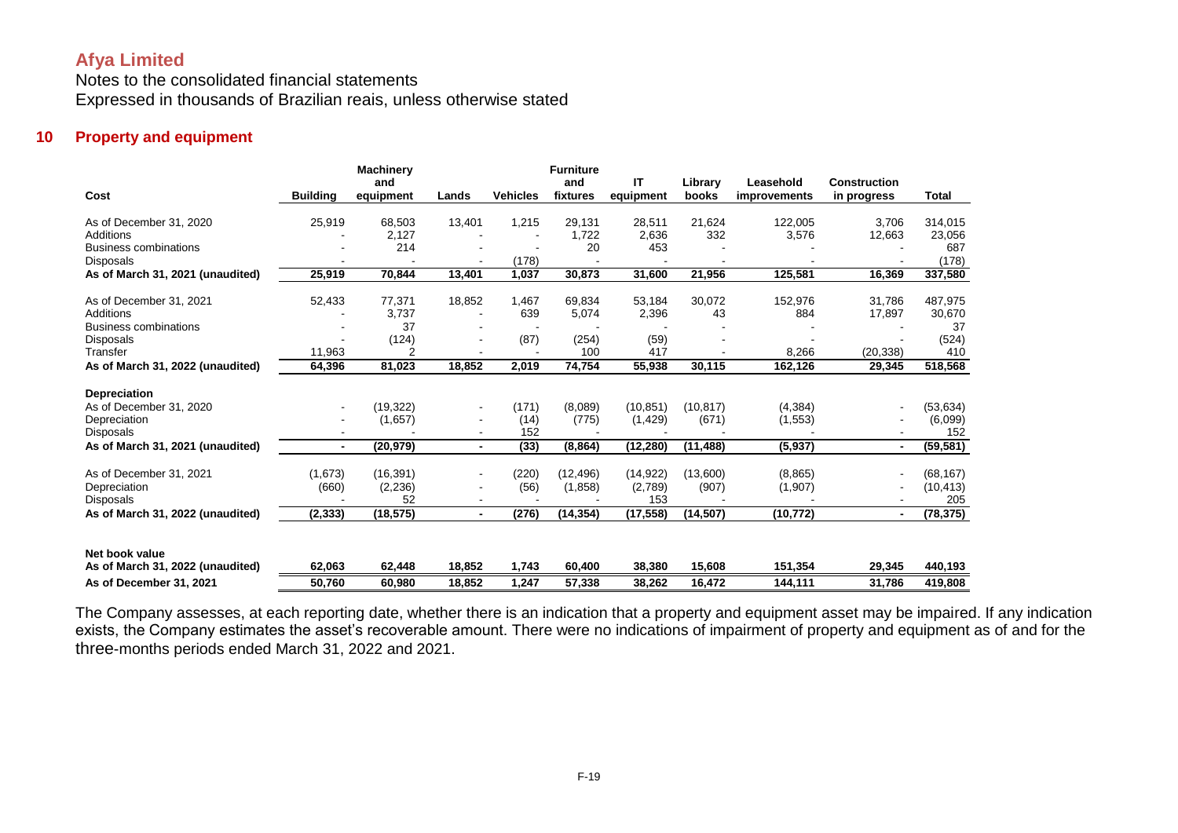# Afya Limited

Notes to the consolidated financial statements
Expressed in thousands of Brazilian reais, unless otherwise stated

## 10 Property and equipment

| Cost | Building | Machinery and equipment | Lands | Vehicles | Furniture and fixtures | IT equipment | Library books | Leasehold improvements | Construction in progress | Total |
|---|---|---|---|---|---|---|---|---|---|---|
| As of December 31, 2020 | 25,919 | 68,503 | 13,401 | 1,215 | 29,131 | 28,511 | 21,624 | 122,005 | 3,706 | 314,015 |
| Additions | - | 2,127 | - | - | 1,722 | 2,636 | 332 | 3,576 | 12,663 | 23,056 |
| Business combinations | - | 214 | - | - | 20 | 453 | - | - | - | 687 |
| Disposals | - | - | - | (178) | - | - | - | - | - | (178) |
| **As of March 31, 2021 (unaudited)** | **25,919** | **70,844** | **13,401** | **1,037** | **30,873** | **31,600** | **21,956** | **125,581** | **16,369** | **337,580** |
| As of December 31, 2021 | 52,433 | 77,371 | 18,852 | 1,467 | 69,834 | 53,184 | 30,072 | 152,976 | 31,786 | 487,975 |
| Additions | - | 3,737 | - | 639 | 5,074 | 2,396 | 43 | 884 | 17,897 | 30,670 |
| Business combinations | - | 37 | - | - | - | - | - | - | - | 37 |
| Disposals | - | (124) | - | (87) | (254) | (59) | - | - | - | (524) |
| Transfer | 11,963 | 2 | - | - | 100 | 417 | - | 8,266 | (20,338) | 410 |
| **As of March 31, 2022 (unaudited)** | **64,396** | **81,023** | **18,852** | **2,019** | **74,754** | **55,938** | **30,115** | **162,126** | **29,345** | **518,568** |
| **Depreciation** | | | | | | | | | | |
| As of December 31, 2020 | - | (19,322) | - | (171) | (8,089) | (10,851) | (10,817) | (4,384) | - | (53,634) |
| Depreciation | - | (1,657) | - | (14) | (775) | (1,429) | (671) | (1,553) | - | (6,099) |
| Disposals | - | - | - | 152 | - | - | - | - | - | 152 |
| **As of March 31, 2021 (unaudited)** | **-** | **(20,979)** | **-** | **(33)** | **(8,864)** | **(12,280)** | **(11,488)** | **(5,937)** | **-** | **(59,581)** |
| As of December 31, 2021 | (1,673) | (16,391) | - | (220) | (12,496) | (14,922) | (13,600) | (8,865) | - | (68,167) |
| Depreciation | (660) | (2,236) | - | (56) | (1,858) | (2,789) | (907) | (1,907) | - | (10,413) |
| Disposals | - | 52 | - | - | - | 153 | - | - | - | 205 |
| **As of March 31, 2022 (unaudited)** | **(2,333)** | **(18,575)** | **-** | **(276)** | **(14,354)** | **(17,558)** | **(14,507)** | **(10,772)** | **-** | **(78,375)** |
| **Net book value** | | | | | | | | | | |
| **As of March 31, 2022 (unaudited)** | **62,063** | **62,448** | **18,852** | **1,743** | **60,400** | **38,380** | **15,608** | **151,354** | **29,345** | **440,193** |
| **As of December 31, 2021** | **50,760** | **60,980** | **18,852** | **1,247** | **57,338** | **38,262** | **16,472** | **144,111** | **31,786** | **419,808** |

The Company assesses, at each reporting date, whether there is an indication that a property and equipment asset may be impaired. If any indication exists, the Company estimates the asset's recoverable amount. There were no indications of impairment of property and equipment as of and for the three-months periods ended March 31, 2022 and 2021.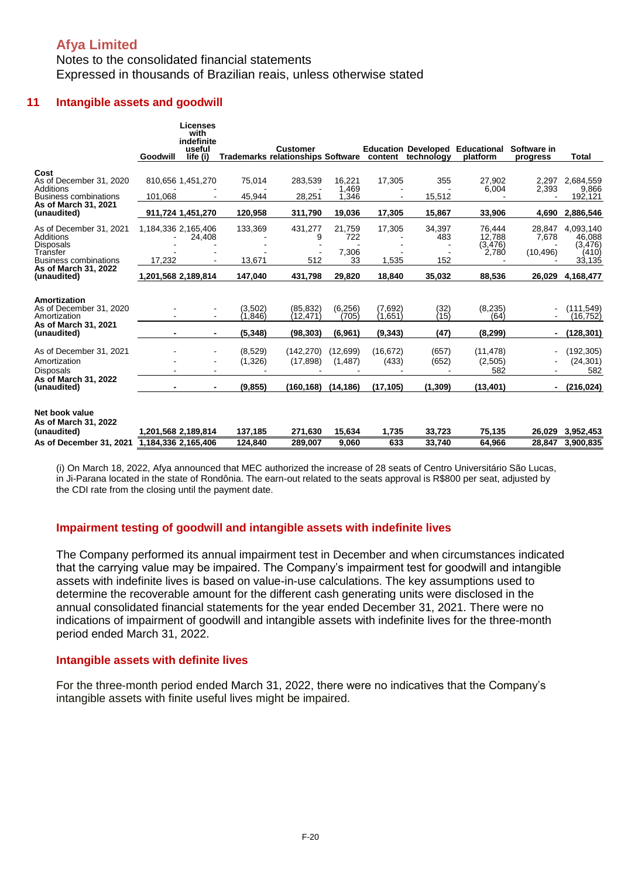Afya Limited

Notes to the consolidated financial statements

Expressed in thousands of Brazilian reais, unless otherwise stated

## 11 Intangible assets and goodwill

| | Goodwill | Licenses with indefinite useful life (i) | Trademarks | Customer relationships | Software | Education content | Developed technology | Educational platform | Software in progress | Total |
|---|---|---|---|---|---|---|---|---|---|---|
| **Cost** | | | | | | | | | | |
| As of December 31, 2020 | 810,656 | 1,451,270 | 75,014 | 283,539 | 16,221 | 17,305 | 355 | 27,902 | 2,297 | 2,684,559 |
| Additions | - | - | - | - | 1,469 | - | - | 6,004 | 2,393 | 9,866 |
| Business combinations | 101,068 | - | 45,944 | 28,251 | 1,346 | - | 15,512 | - | - | 192,121 |
| **As of March 31, 2021 (unaudited)** | **911,724** | **1,451,270** | **120,958** | **311,790** | **19,036** | **17,305** | **15,867** | **33,906** | **4,690** | **2,886,546** |
| As of December 31, 2021 | 1,184,336 | 2,165,406 | 133,369 | 431,277 | 21,759 | 17,305 | 34,397 | 76,444 | 28,847 | 4,093,140 |
| Additions | - | 24,408 | - | 9 | 722 | - | 483 | 12,788 | 7,678 | 46,088 |
| Disposals | - | - | - | - | - | - | - | (3,476) | - | (3,476) |
| Transfer | - | - | - | - | 7,306 | - | - | 2,780 | (10,496) | (410) |
| Business combinations | 17,232 | - | 13,671 | 512 | 33 | 1,535 | 152 | - | - | 33,135 |
| **As of March 31, 2022 (unaudited)** | **1,201,568** | **2,189,814** | **147,040** | **431,798** | **29,820** | **18,840** | **35,032** | **88,536** | **26,029** | **4,168,477** |
| **Amortization** | | | | | | | | | | |
| As of December 31, 2020 | - | - | (3,502) | (85,832) | (6,256) | (7,692) | (32) | (8,235) | - | (111,549) |
| Amortization | - | - | (1,846) | (12,471) | (705) | (1,651) | (15) | (64) | - | (16,752) |
| **As of March 31, 2021 (unaudited)** | **-** | **-** | **(5,348)** | **(98,303)** | **(6,961)** | **(9,343)** | **(47)** | **(8,299)** | **-** | **(128,301)** |
| As of December 31, 2021 | - | - | (8,529) | (142,270) | (12,699) | (16,672) | (657) | (11,478) | - | (192,305) |
| Amortization | - | - | (1,326) | (17,898) | (1,487) | (433) | (652) | (2,505) | - | (24,301) |
| Disposals | - | - | - | - | - | - | - | 582 | - | 582 |
| **As of March 31, 2022 (unaudited)** | **-** | **-** | **(9,855)** | **(160,168)** | **(14,186)** | **(17,105)** | **(1,309)** | **(13,401)** | **-** | **(216,024)** |
| **Net book value** | | | | | | | | | | |
| **As of March 31, 2022 (unaudited)** | **1,201,568** | **2,189,814** | **137,185** | **271,630** | **15,634** | **1,735** | **33,723** | **75,135** | **26,029** | **3,952,453** |
| **As of December 31, 2021** | **1,184,336** | **2,165,406** | **124,840** | **289,007** | **9,060** | **633** | **33,740** | **64,966** | **28,847** | **3,900,835** |

(i) On March 18, 2022, Afya announced that MEC authorized the increase of 28 seats of Centro Universitário São Lucas, in Ji-Parana located in the state of Rondônia. The earn-out related to the seats approval is R$800 per seat, adjusted by the CDI rate from the closing until the payment date.

### Impairment testing of goodwill and intangible assets with indefinite lives

The Company performed its annual impairment test in December and when circumstances indicated that the carrying value may be impaired. The Company's impairment test for goodwill and intangible assets with indefinite lives is based on value-in-use calculations. The key assumptions used to determine the recoverable amount for the different cash generating units were disclosed in the annual consolidated financial statements for the year ended December 31, 2021. There were no indications of impairment of goodwill and intangible assets with indefinite lives for the three-month period ended March 31, 2022.

### Intangible assets with definite lives

For the three-month period ended March 31, 2022, there were no indicatives that the Company's intangible assets with finite useful lives might be impaired.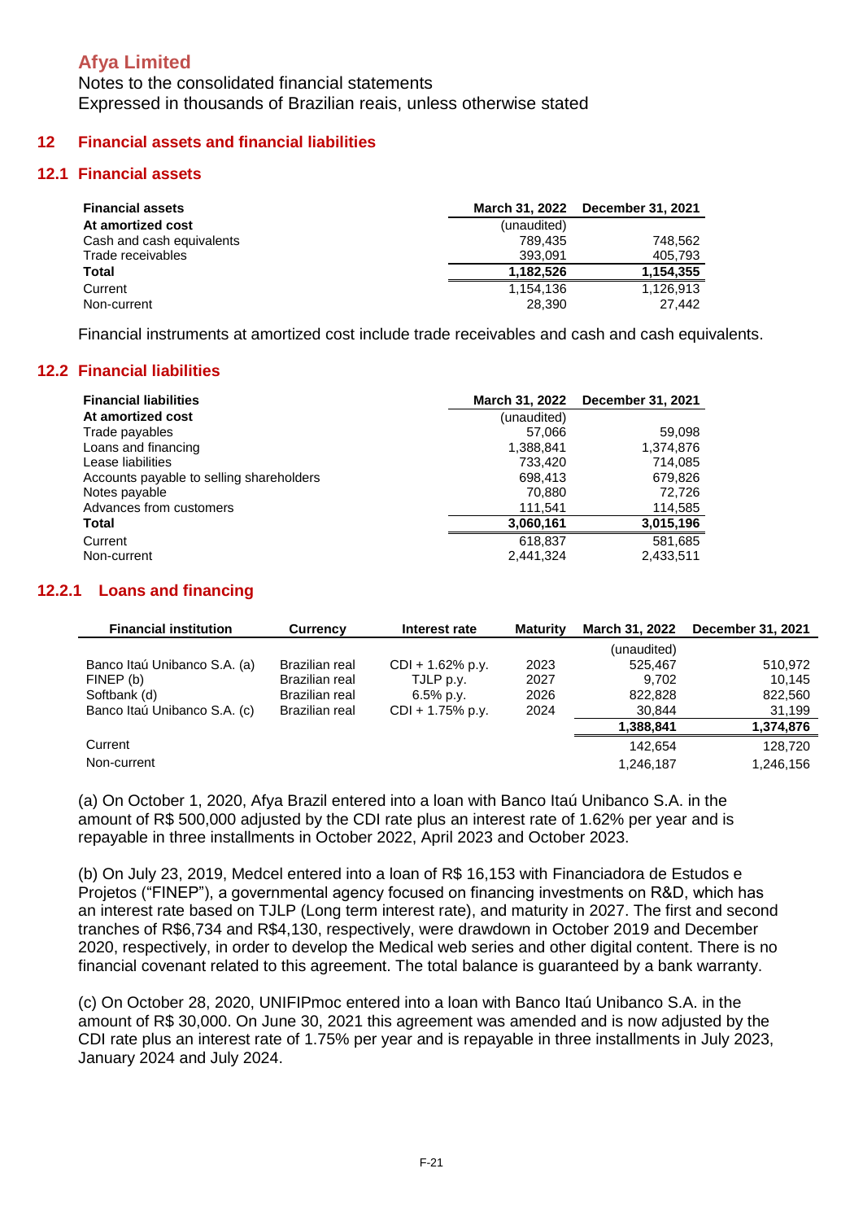**Afya Limited**

Notes to the consolidated financial statements
Expressed in thousands of Brazilian reais, unless otherwise stated

## 12 Financial assets and financial liabilities

### 12.1 Financial assets

| Financial assets | March 31, 2022 | December 31, 2021 |
|---|---|---|
| **At amortized cost** | (unaudited) | |
| Cash and cash equivalents | 789,435 | 748,562 |
| Trade receivables | 393,091 | 405,793 |
| **Total** | **1,182,526** | **1,154,355** |
| Current | 1,154,136 | 1,126,913 |
| Non-current | 28,390 | 27,442 |

Financial instruments at amortized cost include trade receivables and cash and cash equivalents.

### 12.2 Financial liabilities

| Financial liabilities | March 31, 2022 | December 31, 2021 |
|---|---|---|
| **At amortized cost** | (unaudited) | |
| Trade payables | 57,066 | 59,098 |
| Loans and financing | 1,388,841 | 1,374,876 |
| Lease liabilities | 733,420 | 714,085 |
| Accounts payable to selling shareholders | 698,413 | 679,826 |
| Notes payable | 70,880 | 72,726 |
| Advances from customers | 111,541 | 114,585 |
| **Total** | **3,060,161** | **3,015,196** |
| Current | 618,837 | 581,685 |
| Non-current | 2,441,324 | 2,433,511 |

#### 12.2.1 Loans and financing

| Financial institution | Currency | Interest rate | Maturity | March 31, 2022 | December 31, 2021 |
|---|---|---|---|---|---|
| | | | | (unaudited) | |
| Banco Itaú Unibanco S.A. (a) | Brazilian real | CDI + 1.62% p.y. | 2023 | 525,467 | 510,972 |
| FINEP (b) | Brazilian real | TJLP p.y. | 2027 | 9,702 | 10,145 |
| Softbank (d) | Brazilian real | 6.5% p.y. | 2026 | 822,828 | 822,560 |
| Banco Itaú Unibanco S.A. (c) | Brazilian real | CDI + 1.75% p.y. | 2024 | 30,844 | 31,199 |
| | | | | **1,388,841** | **1,374,876** |
| Current | | | | 142,654 | 128,720 |
| Non-current | | | | 1,246,187 | 1,246,156 |

(a) On October 1, 2020, Afya Brazil entered into a loan with Banco Itaú Unibanco S.A. in the amount of R$ 500,000 adjusted by the CDI rate plus an interest rate of 1.62% per year and is repayable in three installments in October 2022, April 2023 and October 2023.

(b) On July 23, 2019, Medcel entered into a loan of R$ 16,153 with Financiadora de Estudos e Projetos ("FINEP"), a governmental agency focused on financing investments on R&D, which has an interest rate based on TJLP (Long term interest rate), and maturity in 2027. The first and second tranches of R$6,734 and R$4,130, respectively, were drawdown in October 2019 and December 2020, respectively, in order to develop the Medical web series and other digital content. There is no financial covenant related to this agreement. The total balance is guaranteed by a bank warranty.

(c) On October 28, 2020, UNIFIPmoc entered into a loan with Banco Itaú Unibanco S.A. in the amount of R$ 30,000. On June 30, 2021 this agreement was amended and is now adjusted by the CDI rate plus an interest rate of 1.75% per year and is repayable in three installments in July 2023, January 2024 and July 2024.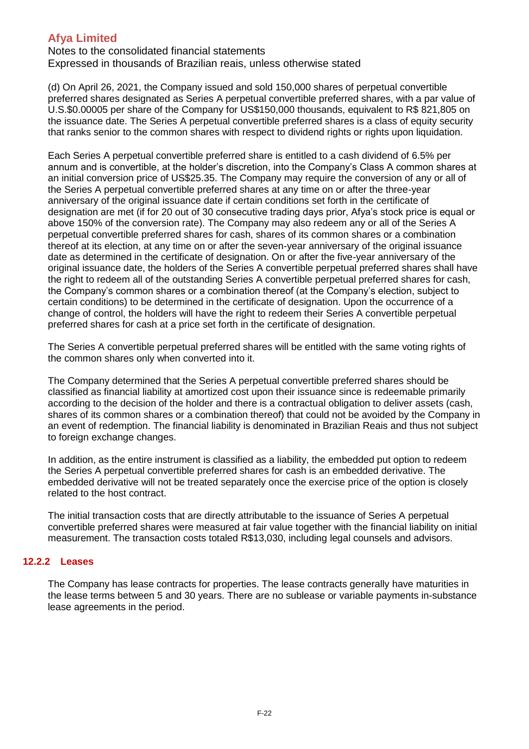(d) On April 26, 2021, the Company issued and sold 150,000 shares of perpetual convertible preferred shares designated as Series A perpetual convertible preferred shares, with a par value of U.S.$0.00005 per share of the Company for US$150,000 thousands, equivalent to R$ 821,805 on the issuance date. The Series A perpetual convertible preferred shares is a class of equity security that ranks senior to the common shares with respect to dividend rights or rights upon liquidation.

Each Series A perpetual convertible preferred share is entitled to a cash dividend of 6.5% per annum and is convertible, at the holder's discretion, into the Company's Class A common shares at an initial conversion price of US$25.35. The Company may require the conversion of any or all of the Series A perpetual convertible preferred shares at any time on or after the three-year anniversary of the original issuance date if certain conditions set forth in the certificate of designation are met (if for 20 out of 30 consecutive trading days prior, Afya's stock price is equal or above 150% of the conversion rate). The Company may also redeem any or all of the Series A perpetual convertible preferred shares for cash, shares of its common shares or a combination thereof at its election, at any time on or after the seven-year anniversary of the original issuance date as determined in the certificate of designation. On or after the five-year anniversary of the original issuance date, the holders of the Series A convertible perpetual preferred shares shall have the right to redeem all of the outstanding Series A convertible perpetual preferred shares for cash, the Company's common shares or a combination thereof (at the Company's election, subject to certain conditions) to be determined in the certificate of designation. Upon the occurrence of a change of control, the holders will have the right to redeem their Series A convertible perpetual preferred shares for cash at a price set forth in the certificate of designation.

The Series A convertible perpetual preferred shares will be entitled with the same voting rights of the common shares only when converted into it.

The Company determined that the Series A perpetual convertible preferred shares should be classified as financial liability at amortized cost upon their issuance since is redeemable primarily according to the decision of the holder and there is a contractual obligation to deliver assets (cash, shares of its common shares or a combination thereof) that could not be avoided by the Company in an event of redemption. The financial liability is denominated in Brazilian Reais and thus not subject to foreign exchange changes.

In addition, as the entire instrument is classified as a liability, the embedded put option to redeem the Series A perpetual convertible preferred shares for cash is an embedded derivative. The embedded derivative will not be treated separately once the exercise price of the option is closely related to the host contract.

The initial transaction costs that are directly attributable to the issuance of Series A perpetual convertible preferred shares were measured at fair value together with the financial liability on initial measurement. The transaction costs totaled R$13,030, including legal counsels and advisors.

### 12.2.2 Leases

The Company has lease contracts for properties. The lease contracts generally have maturities in the lease terms between 5 and 30 years. There are no sublease or variable payments in-substance lease agreements in the period.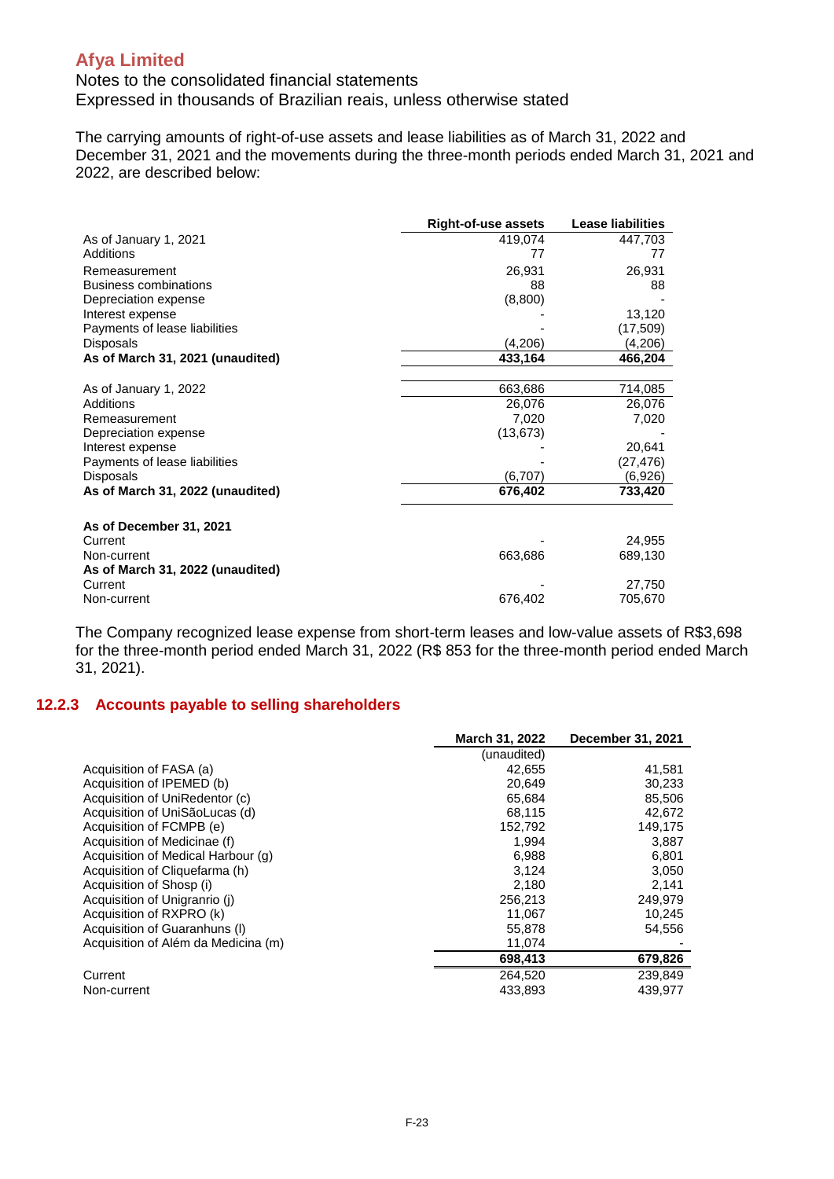# Afya Limited

Notes to the consolidated financial statements
Expressed in thousands of Brazilian reais, unless otherwise stated

The carrying amounts of right-of-use assets and lease liabilities as of March 31, 2022 and December 31, 2021 and the movements during the three-month periods ended March 31, 2021 and 2022, are described below:

| | Right-of-use assets | Lease liabilities |
|---|---|---|
| As of January 1, 2021 | 419,074 | 447,703 |
| Additions | 77 | 77 |
| Remeasurement | 26,931 | 26,931 |
| Business combinations | 88 | 88 |
| Depreciation expense | (8,800) | - |
| Interest expense | - | 13,120 |
| Payments of lease liabilities | - | (17,509) |
| Disposals | (4,206) | (4,206) |
| **As of March 31, 2021 (unaudited)** | **433,164** | **466,204** |
| | | |
| As of January 1, 2022 | 663,686 | 714,085 |
| Additions | 26,076 | 26,076 |
| Remeasurement | 7,020 | 7,020 |
| Depreciation expense | (13,673) | - |
| Interest expense | - | 20,641 |
| Payments of lease liabilities | - | (27,476) |
| Disposals | (6,707) | (6,926) |
| **As of March 31, 2022 (unaudited)** | **676,402** | **733,420** |
| | | |
| **As of December 31, 2021** | | |
| Current | - | 24,955 |
| Non-current | 663,686 | 689,130 |
| **As of March 31, 2022 (unaudited)** | | |
| Current | - | 27,750 |
| Non-current | 676,402 | 705,670 |

The Company recognized lease expense from short-term leases and low-value assets of R$3,698 for the three-month period ended March 31, 2022 (R$ 853 for the three-month period ended March 31, 2021).

### 12.2.3 Accounts payable to selling shareholders

| | March 31, 2022 | December 31, 2021 |
|---|---|---|
| | (unaudited) | |
| Acquisition of FASA (a) | 42,655 | 41,581 |
| Acquisition of IPEMED (b) | 20,649 | 30,233 |
| Acquisition of UniRedentor (c) | 65,684 | 85,506 |
| Acquisition of UniSãoLucas (d) | 68,115 | 42,672 |
| Acquisition of FCMPB (e) | 152,792 | 149,175 |
| Acquisition of Medicinae (f) | 1,994 | 3,887 |
| Acquisition of Medical Harbour (g) | 6,988 | 6,801 |
| Acquisition of Cliquefarma (h) | 3,124 | 3,050 |
| Acquisition of Shosp (i) | 2,180 | 2,141 |
| Acquisition of Unigranrio (j) | 256,213 | 249,979 |
| Acquisition of RXPRO (k) | 11,067 | 10,245 |
| Acquisition of Guaranhuns (l) | 55,878 | 54,556 |
| Acquisition of Além da Medicina (m) | 11,074 | - |
| | **698,413** | **679,826** |
| Current | 264,520 | 239,849 |
| Non-current | 433,893 | 439,977 |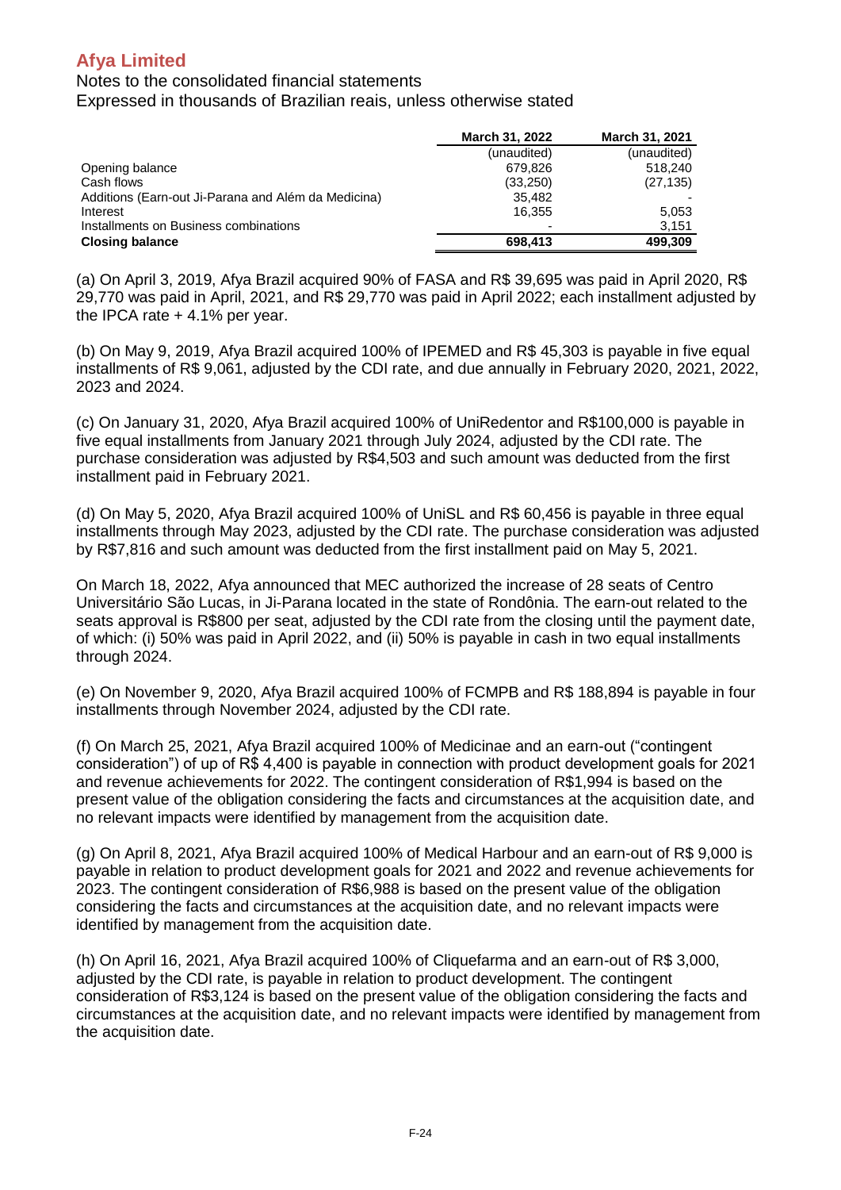| | March 31, 2022 | March 31, 2021 |
|---|---|---|
| | (unaudited) | (unaudited) |
| Opening balance | 679,826 | 518,240 |
| Cash flows | (33,250) | (27,135) |
| Additions (Earn-out Ji-Parana and Além da Medicina) | 35,482 | - |
| Interest | 16,355 | 5,053 |
| Installments on Business combinations | - | 3,151 |
| **Closing balance** | **698,413** | **499,309** |

(a) On April 3, 2019, Afya Brazil acquired 90% of FASA and R$ 39,695 was paid in April 2020, R$ 29,770 was paid in April, 2021, and R$ 29,770 was paid in April 2022; each installment adjusted by the IPCA rate + 4.1% per year.

(b) On May 9, 2019, Afya Brazil acquired 100% of IPEMED and R$ 45,303 is payable in five equal installments of R$ 9,061, adjusted by the CDI rate, and due annually in February 2020, 2021, 2022, 2023 and 2024.

(c) On January 31, 2020, Afya Brazil acquired 100% of UniRedentor and R$100,000 is payable in five equal installments from January 2021 through July 2024, adjusted by the CDI rate. The purchase consideration was adjusted by R$4,503 and such amount was deducted from the first installment paid in February 2021.

(d) On May 5, 2020, Afya Brazil acquired 100% of UniSL and R$ 60,456 is payable in three equal installments through May 2023, adjusted by the CDI rate. The purchase consideration was adjusted by R$7,816 and such amount was deducted from the first installment paid on May 5, 2021.

On March 18, 2022, Afya announced that MEC authorized the increase of 28 seats of Centro Universitário São Lucas, in Ji-Parana located in the state of Rondônia. The earn-out related to the seats approval is R$800 per seat, adjusted by the CDI rate from the closing until the payment date, of which: (i) 50% was paid in April 2022, and (ii) 50% is payable in cash in two equal installments through 2024.

(e) On November 9, 2020, Afya Brazil acquired 100% of FCMPB and R$ 188,894 is payable in four installments through November 2024, adjusted by the CDI rate.

(f) On March 25, 2021, Afya Brazil acquired 100% of Medicinae and an earn-out ("contingent consideration") of up of R$ 4,400 is payable in connection with product development goals for 2021 and revenue achievements for 2022. The contingent consideration of R$1,994 is based on the present value of the obligation considering the facts and circumstances at the acquisition date, and no relevant impacts were identified by management from the acquisition date.

(g) On April 8, 2021, Afya Brazil acquired 100% of Medical Harbour and an earn-out of R$ 9,000 is payable in relation to product development goals for 2021 and 2022 and revenue achievements for 2023. The contingent consideration of R$6,988 is based on the present value of the obligation considering the facts and circumstances at the acquisition date, and no relevant impacts were identified by management from the acquisition date.

(h) On April 16, 2021, Afya Brazil acquired 100% of Cliquefarma and an earn-out of R$ 3,000, adjusted by the CDI rate, is payable in relation to product development. The contingent consideration of R$3,124 is based on the present value of the obligation considering the facts and circumstances at the acquisition date, and no relevant impacts were identified by management from the acquisition date.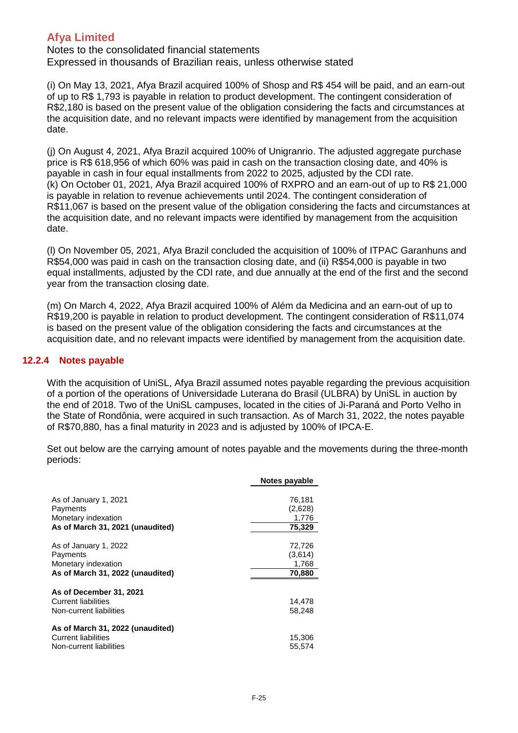# Afya Limited

Notes to the consolidated financial statements
Expressed in thousands of Brazilian reais, unless otherwise stated

(i) On May 13, 2021, Afya Brazil acquired 100% of Shosp and R$ 454 will be paid, and an earn-out of up to R$ 1,793 is payable in relation to product development. The contingent consideration of R$2,180 is based on the present value of the obligation considering the facts and circumstances at the acquisition date, and no relevant impacts were identified by management from the acquisition date.

(j) On August 4, 2021, Afya Brazil acquired 100% of Unigranrio. The adjusted aggregate purchase price is R$ 618,956 of which 60% was paid in cash on the transaction closing date, and 40% is payable in cash in four equal installments from 2022 to 2025, adjusted by the CDI rate.
(k) On October 01, 2021, Afya Brazil acquired 100% of RXPRO and an earn-out of up to R$ 21,000 is payable in relation to revenue achievements until 2024. The contingent consideration of R$11,067 is based on the present value of the obligation considering the facts and circumstances at the acquisition date, and no relevant impacts were identified by management from the acquisition date.

(l) On November 05, 2021, Afya Brazil concluded the acquisition of 100% of ITPAC Garanhuns and R$54,000 was paid in cash on the transaction closing date, and (ii) R$54,000 is payable in two equal installments, adjusted by the CDI rate, and due annually at the end of the first and the second year from the transaction closing date.

(m) On March 4, 2022, Afya Brazil acquired 100% of Além da Medicina and an earn-out of up to R$19,200 is payable in relation to product development. The contingent consideration of R$11,074 is based on the present value of the obligation considering the facts and circumstances at the acquisition date, and no relevant impacts were identified by management from the acquisition date.

### 12.2.4 Notes payable

With the acquisition of UniSL, Afya Brazil assumed notes payable regarding the previous acquisition of a portion of the operations of Universidade Luterana do Brasil (ULBRA) by UniSL in auction by the end of 2018. Two of the UniSL campuses, located in the cities of Ji-Paraná and Porto Velho in the State of Rondônia, were acquired in such transaction. As of March 31, 2022, the notes payable of R$70,880, has a final maturity in 2023 and is adjusted by 100% of IPCA-E.

Set out below are the carrying amount of notes payable and the movements during the three-month periods:

| | Notes payable |
|---|---|
| As of January 1, 2021 | 76,181 |
| Payments | (2,628) |
| Monetary indexation | 1,776 |
| **As of March 31, 2021 (unaudited)** | **75,329** |
| | |
| As of January 1, 2022 | 72,726 |
| Payments | (3,614) |
| Monetary indexation | 1,768 |
| **As of March 31, 2022 (unaudited)** | **70,880** |
| | |
| **As of December 31, 2021** | |
| Current liabilities | 14,478 |
| Non-current liabilities | 58,248 |
| | |
| **As of March 31, 2022 (unaudited)** | |
| Current liabilities | 15,306 |
| Non-current liabilities | 55,574 |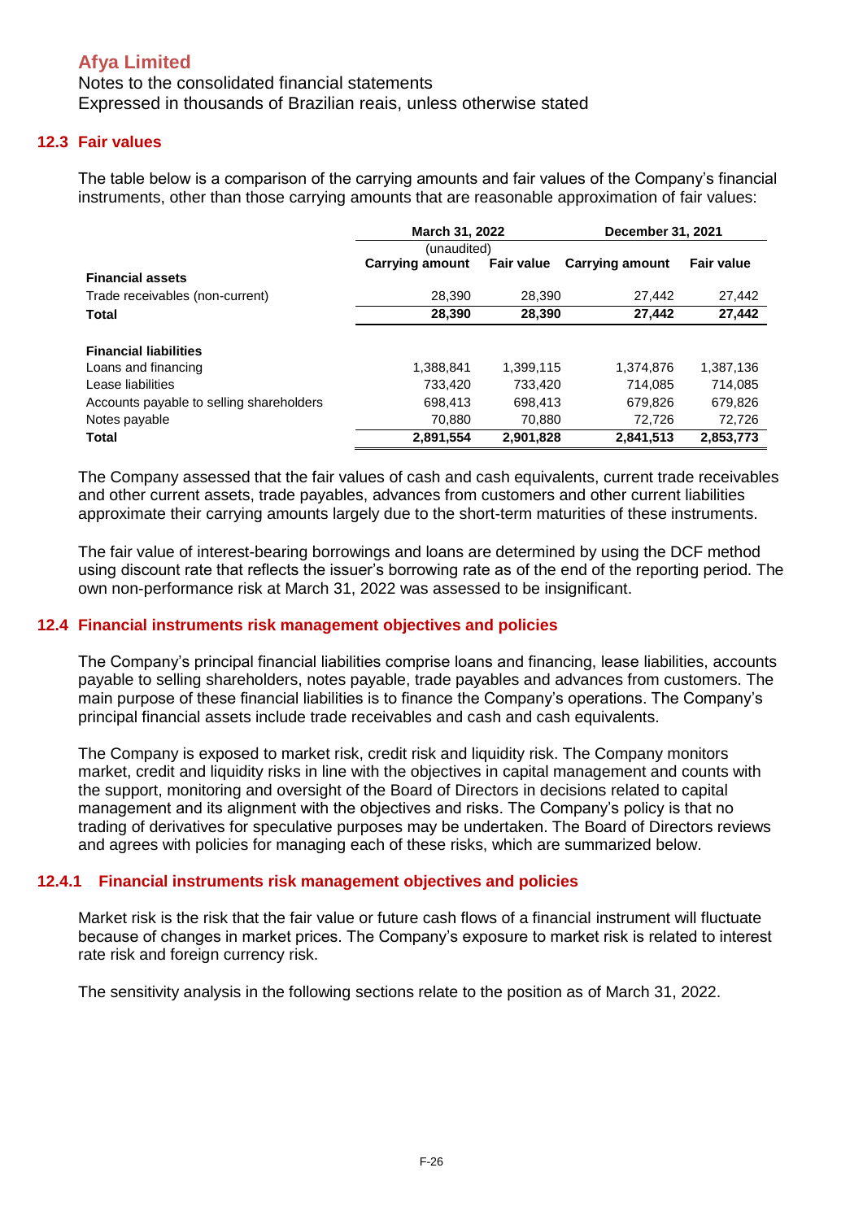### 12.3 Fair values

The table below is a comparison of the carrying amounts and fair values of the Company's financial instruments, other than those carrying amounts that are reasonable approximation of fair values:

| | March 31, 2022 | | December 31, 2021 | |
|---|---|---|---|---|
| | (unaudited) | | | |
| | Carrying amount | Fair value | Carrying amount | Fair value |
| **Financial assets** | | | | |
| Trade receivables (non-current) | 28,390 | 28,390 | 27,442 | 27,442 |
| **Total** | **28,390** | **28,390** | **27,442** | **27,442** |
| | | | | |
| **Financial liabilities** | | | | |
| Loans and financing | 1,388,841 | 1,399,115 | 1,374,876 | 1,387,136 |
| Lease liabilities | 733,420 | 733,420 | 714,085 | 714,085 |
| Accounts payable to selling shareholders | 698,413 | 698,413 | 679,826 | 679,826 |
| Notes payable | 70,880 | 70,880 | 72,726 | 72,726 |
| **Total** | **2,891,554** | **2,901,828** | **2,841,513** | **2,853,773** |

The Company assessed that the fair values of cash and cash equivalents, current trade receivables and other current assets, trade payables, advances from customers and other current liabilities approximate their carrying amounts largely due to the short-term maturities of these instruments.

The fair value of interest-bearing borrowings and loans are determined by using the DCF method using discount rate that reflects the issuer's borrowing rate as of the end of the reporting period. The own non-performance risk at March 31, 2022 was assessed to be insignificant.

### 12.4 Financial instruments risk management objectives and policies

The Company's principal financial liabilities comprise loans and financing, lease liabilities, accounts payable to selling shareholders, notes payable, trade payables and advances from customers. The main purpose of these financial liabilities is to finance the Company's operations. The Company's principal financial assets include trade receivables and cash and cash equivalents.

The Company is exposed to market risk, credit risk and liquidity risk. The Company monitors market, credit and liquidity risks in line with the objectives in capital management and counts with the support, monitoring and oversight of the Board of Directors in decisions related to capital management and its alignment with the objectives and risks. The Company's policy is that no trading of derivatives for speculative purposes may be undertaken. The Board of Directors reviews and agrees with policies for managing each of these risks, which are summarized below.

#### 12.4.1 Financial instruments risk management objectives and policies

Market risk is the risk that the fair value or future cash flows of a financial instrument will fluctuate because of changes in market prices. The Company's exposure to market risk is related to interest rate risk and foreign currency risk.

The sensitivity analysis in the following sections relate to the position as of March 31, 2022.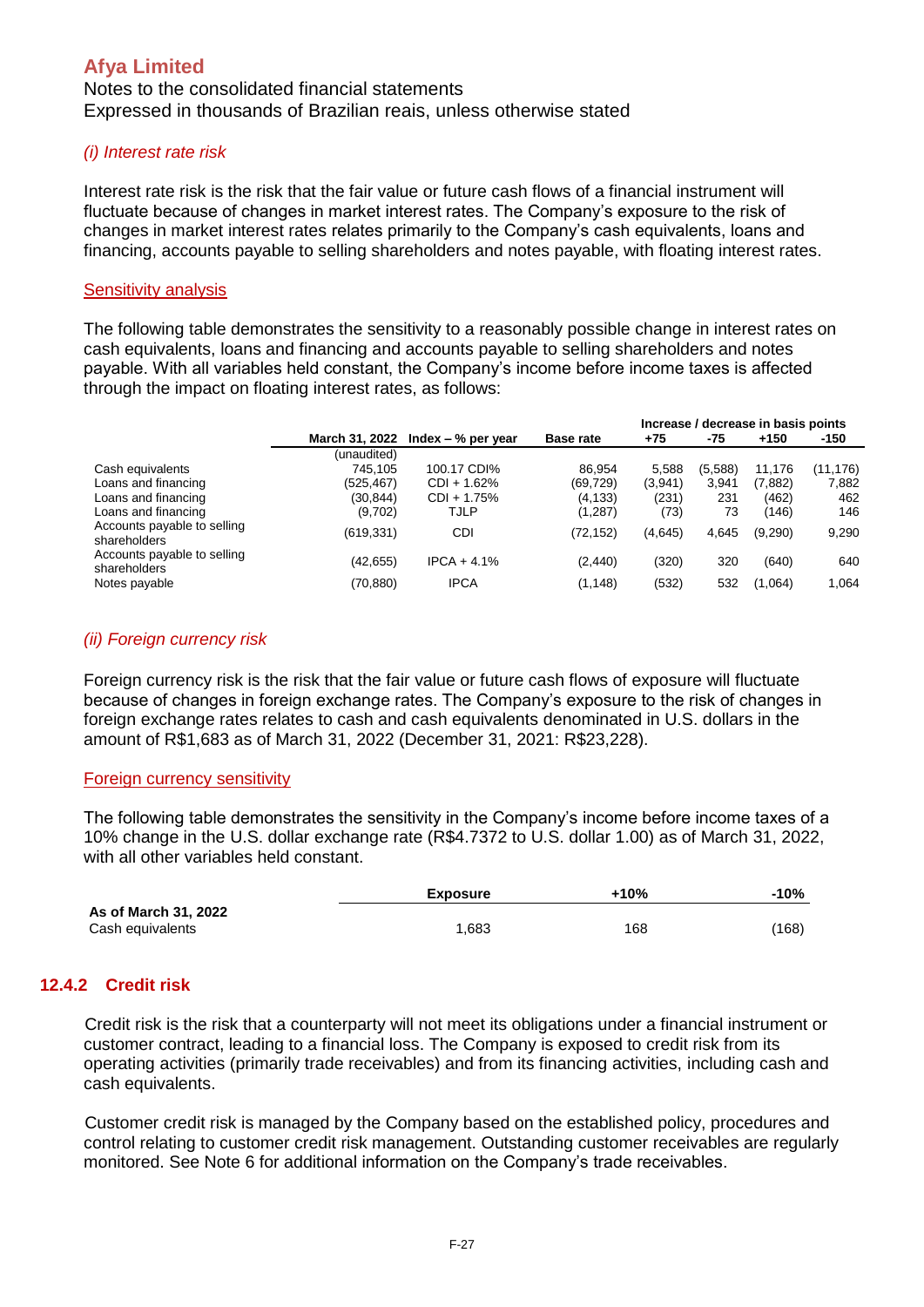# Afya Limited

Notes to the consolidated financial statements
Expressed in thousands of Brazilian reais, unless otherwise stated

*(i) Interest rate risk*

Interest rate risk is the risk that the fair value or future cash flows of a financial instrument will fluctuate because of changes in market interest rates. The Company's exposure to the risk of changes in market interest rates relates primarily to the Company's cash equivalents, loans and financing, accounts payable to selling shareholders and notes payable, with floating interest rates.

Sensitivity analysis

The following table demonstrates the sensitivity to a reasonably possible change in interest rates on cash equivalents, loans and financing and accounts payable to selling shareholders and notes payable. With all variables held constant, the Company's income before income taxes is affected through the impact on floating interest rates, as follows:

| | March 31, 2022 | Index – % per year | Base rate | Increase / decrease in basis points +75 | -75 | +150 | -150 |
|---|---|---|---|---|---|---|---|
| | (unaudited) | | | | | | |
| Cash equivalents | 745,105 | 100.17 CDI% | 86,954 | 5,588 | (5,588) | 11,176 | (11,176) |
| Loans and financing | (525,467) | CDI + 1.62% | (69,729) | (3,941) | 3,941 | (7,882) | 7,882 |
| Loans and financing | (30,844) | CDI + 1.75% | (4,133) | (231) | 231 | (462) | 462 |
| Loans and financing | (9,702) | TJLP | (1,287) | (73) | 73 | (146) | 146 |
| Accounts payable to selling shareholders | (619,331) | CDI | (72,152) | (4,645) | 4,645 | (9,290) | 9,290 |
| Accounts payable to selling shareholders | (42,655) | IPCA + 4.1% | (2,440) | (320) | 320 | (640) | 640 |
| Notes payable | (70,880) | IPCA | (1,148) | (532) | 532 | (1,064) | 1,064 |

*(ii) Foreign currency risk*

Foreign currency risk is the risk that the fair value or future cash flows of exposure will fluctuate because of changes in foreign exchange rates. The Company's exposure to the risk of changes in foreign exchange rates relates to cash and cash equivalents denominated in U.S. dollars in the amount of R$1,683 as of March 31, 2022 (December 31, 2021: R$23,228).

Foreign currency sensitivity

The following table demonstrates the sensitivity in the Company's income before income taxes of a 10% change in the U.S. dollar exchange rate (R$4.7372 to U.S. dollar 1.00) as of March 31, 2022, with all other variables held constant.

| | Exposure | +10% | -10% |
|---|---|---|---|
| **As of March 31, 2022** | | | |
| Cash equivalents | 1,683 | 168 | (168) |

## 12.4.2 Credit risk

Credit risk is the risk that a counterparty will not meet its obligations under a financial instrument or customer contract, leading to a financial loss. The Company is exposed to credit risk from its operating activities (primarily trade receivables) and from its financing activities, including cash and cash equivalents.

Customer credit risk is managed by the Company based on the established policy, procedures and control relating to customer credit risk management. Outstanding customer receivables are regularly monitored. See Note 6 for additional information on the Company's trade receivables.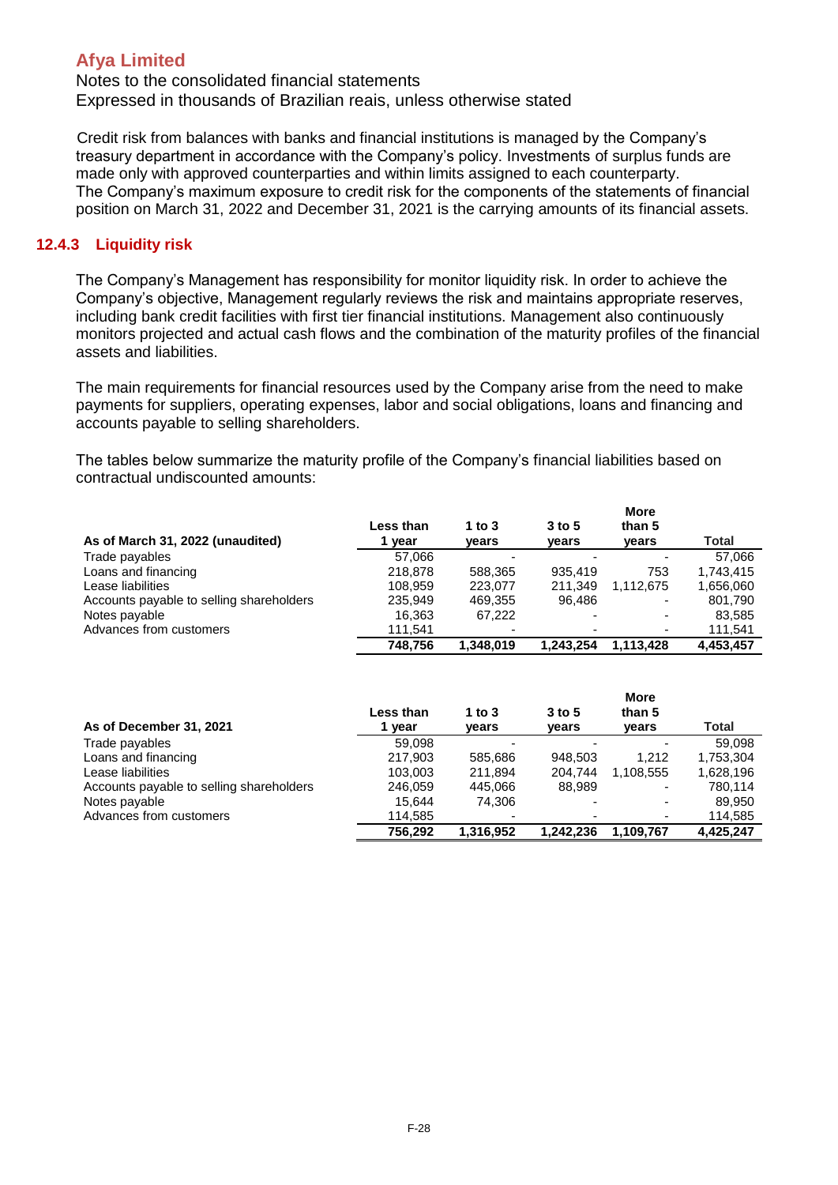Credit risk from balances with banks and financial institutions is managed by the Company's treasury department in accordance with the Company's policy. Investments of surplus funds are made only with approved counterparties and within limits assigned to each counterparty. The Company's maximum exposure to credit risk for the components of the statements of financial position on March 31, 2022 and December 31, 2021 is the carrying amounts of its financial assets.

### 12.4.3 Liquidity risk

The Company's Management has responsibility for monitor liquidity risk. In order to achieve the Company's objective, Management regularly reviews the risk and maintains appropriate reserves, including bank credit facilities with first tier financial institutions. Management also continuously monitors projected and actual cash flows and the combination of the maturity profiles of the financial assets and liabilities.

The main requirements for financial resources used by the Company arise from the need to make payments for suppliers, operating expenses, labor and social obligations, loans and financing and accounts payable to selling shareholders.

The tables below summarize the maturity profile of the Company's financial liabilities based on contractual undiscounted amounts:

| As of March 31, 2022 (unaudited) | Less than 1 year | 1 to 3 years | 3 to 5 years | More than 5 years | Total |
|---|---|---|---|---|---|
| Trade payables | 57,066 | - | - | - | 57,066 |
| Loans and financing | 218,878 | 588,365 | 935,419 | 753 | 1,743,415 |
| Lease liabilities | 108,959 | 223,077 | 211,349 | 1,112,675 | 1,656,060 |
| Accounts payable to selling shareholders | 235,949 | 469,355 | 96,486 | - | 801,790 |
| Notes payable | 16,363 | 67,222 | - | - | 83,585 |
| Advances from customers | 111,541 | - | - | - | 111,541 |
| | **748,756** | **1,348,019** | **1,243,254** | **1,113,428** | **4,453,457** |

| As of December 31, 2021 | Less than 1 year | 1 to 3 years | 3 to 5 years | More than 5 years | Total |
|---|---|---|---|---|---|
| Trade payables | 59,098 | - | - | - | 59,098 |
| Loans and financing | 217,903 | 585,686 | 948,503 | 1,212 | 1,753,304 |
| Lease liabilities | 103,003 | 211,894 | 204,744 | 1,108,555 | 1,628,196 |
| Accounts payable to selling shareholders | 246,059 | 445,066 | 88,989 | - | 780,114 |
| Notes payable | 15,644 | 74,306 | - | - | 89,950 |
| Advances from customers | 114,585 | - | - | - | 114,585 |
| | **756,292** | **1,316,952** | **1,242,236** | **1,109,767** | **4,425,247** |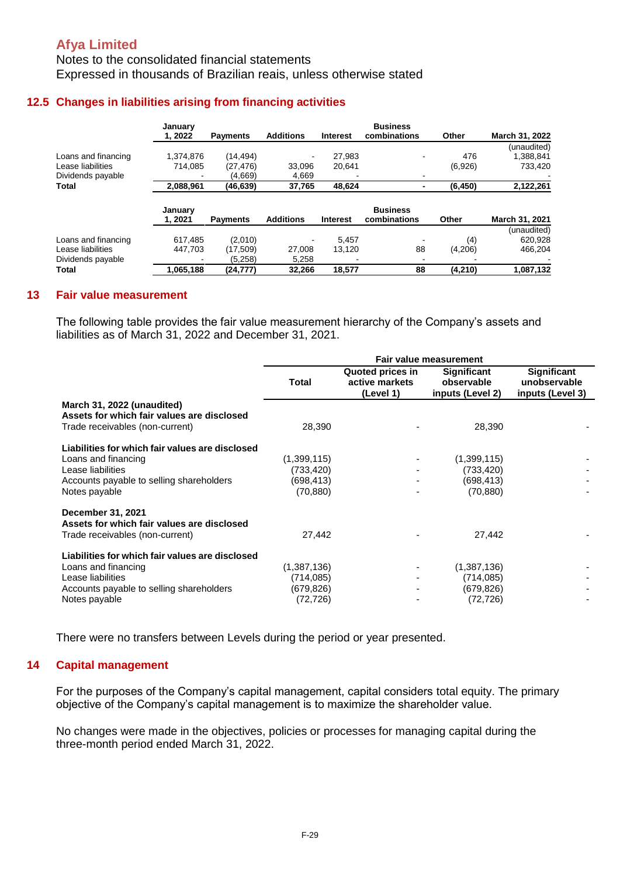# Afya Limited

Notes to the consolidated financial statements
Expressed in thousands of Brazilian reais, unless otherwise stated

## 12.5 Changes in liabilities arising from financing activities

| | January 1, 2022 | Payments | Additions | Interest | Business combinations | Other | March 31, 2022 |
|---|---|---|---|---|---|---|---|
| | | | | | | | (unaudited) |
| Loans and financing | 1,374,876 | (14,494) | - | 27,983 | - | 476 | 1,388,841 |
| Lease liabilities | 714,085 | (27,476) | 33,096 | 20,641 | | (6,926) | 733,420 |
| Dividends payable | - | (4,669) | 4,669 | - | - | | - |
| **Total** | **2,088,961** | **(46,639)** | **37,765** | **48,624** | **-** | **(6,450)** | **2,122,261** |

| | January 1, 2021 | Payments | Additions | Interest | Business combinations | Other | March 31, 2021 |
|---|---|---|---|---|---|---|---|
| | | | | | | | (unaudited) |
| Loans and financing | 617,485 | (2,010) | - | 5,457 | - | (4) | 620,928 |
| Lease liabilities | 447,703 | (17,509) | 27,008 | 13,120 | 88 | (4,206) | 466,204 |
| Dividends payable | - | (5,258) | 5,258 | - | - | - | - |
| **Total** | **1,065,188** | **(24,777)** | **32,266** | **18,577** | **88** | **(4,210)** | **1,087,132** |

## 13 Fair value measurement

The following table provides the fair value measurement hierarchy of the Company's assets and liabilities as of March 31, 2022 and December 31, 2021.

| | Fair value measurement | | | |
|---|---|---|---|---|
| | Total | Quoted prices in active markets (Level 1) | Significant observable inputs (Level 2) | Significant unobservable inputs (Level 3) |
| **March 31, 2022 (unaudited)** | | | | |
| **Assets for which fair values are disclosed** | | | | |
| Trade receivables (non-current) | 28,390 | - | 28,390 | - |
| **Liabilities for which fair values are disclosed** | | | | |
| Loans and financing | (1,399,115) | - | (1,399,115) | - |
| Lease liabilities | (733,420) | - | (733,420) | - |
| Accounts payable to selling shareholders | (698,413) | - | (698,413) | - |
| Notes payable | (70,880) | - | (70,880) | - |
| **December 31, 2021** | | | | |
| **Assets for which fair values are disclosed** | | | | |
| Trade receivables (non-current) | 27,442 | - | 27,442 | - |
| **Liabilities for which fair values are disclosed** | | | | |
| Loans and financing | (1,387,136) | - | (1,387,136) | - |
| Lease liabilities | (714,085) | - | (714,085) | - |
| Accounts payable to selling shareholders | (679,826) | - | (679,826) | - |
| Notes payable | (72,726) | - | (72,726) | - |

There were no transfers between Levels during the period or year presented.

## 14 Capital management

For the purposes of the Company's capital management, capital considers total equity. The primary objective of the Company's capital management is to maximize the shareholder value.

No changes were made in the objectives, policies or processes for managing capital during the three-month period ended March 31, 2022.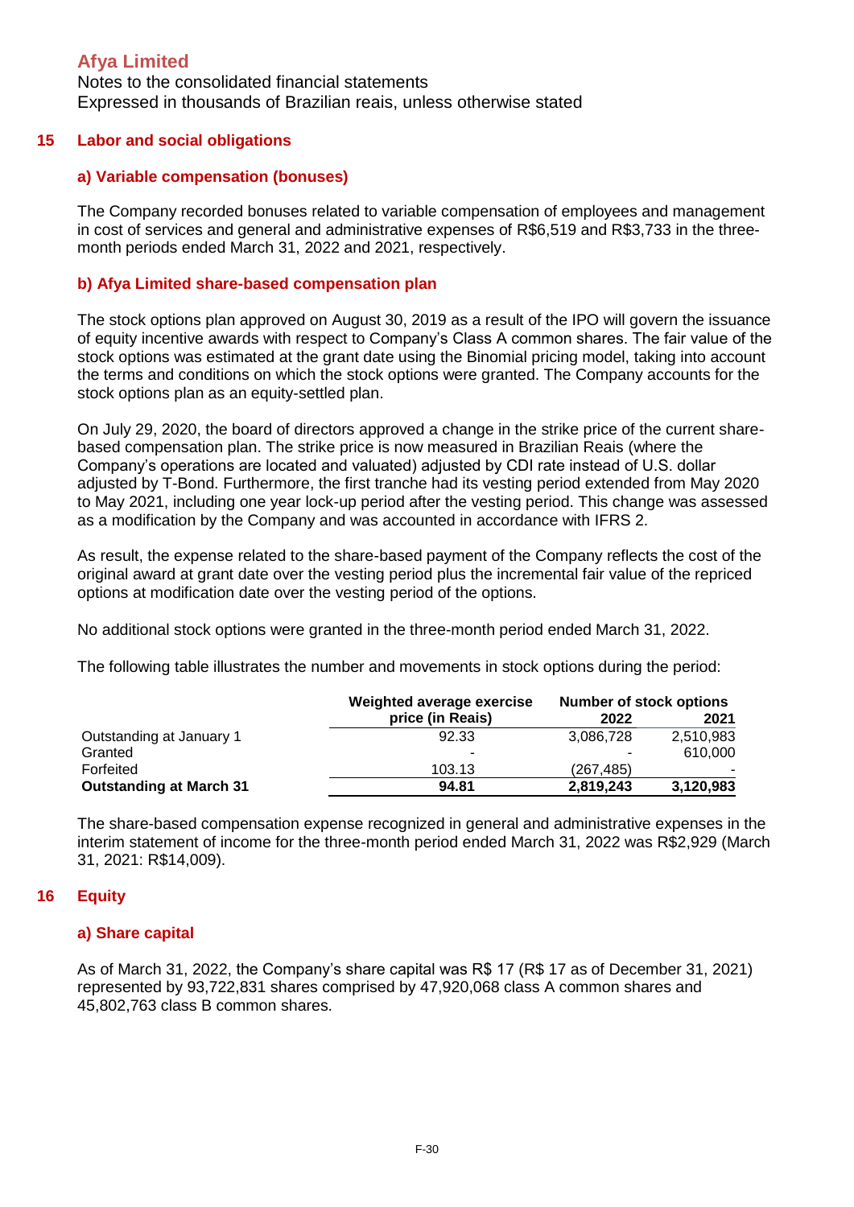# Afya Limited

Notes to the consolidated financial statements
Expressed in thousands of Brazilian reais, unless otherwise stated

## 15 Labor and social obligations

### a) Variable compensation (bonuses)

The Company recorded bonuses related to variable compensation of employees and management in cost of services and general and administrative expenses of R$6,519 and R$3,733 in the three-month periods ended March 31, 2022 and 2021, respectively.

### b) Afya Limited share-based compensation plan

The stock options plan approved on August 30, 2019 as a result of the IPO will govern the issuance of equity incentive awards with respect to Company's Class A common shares. The fair value of the stock options was estimated at the grant date using the Binomial pricing model, taking into account the terms and conditions on which the stock options were granted. The Company accounts for the stock options plan as an equity-settled plan.

On July 29, 2020, the board of directors approved a change in the strike price of the current share-based compensation plan. The strike price is now measured in Brazilian Reais (where the Company's operations are located and valuated) adjusted by CDI rate instead of U.S. dollar adjusted by T-Bond. Furthermore, the first tranche had its vesting period extended from May 2020 to May 2021, including one year lock-up period after the vesting period. This change was assessed as a modification by the Company and was accounted in accordance with IFRS 2.

As result, the expense related to the share-based payment of the Company reflects the cost of the original award at grant date over the vesting period plus the incremental fair value of the repriced options at modification date over the vesting period of the options.

No additional stock options were granted in the three-month period ended March 31, 2022.

The following table illustrates the number and movements in stock options during the period:

| | Weighted average exercise price (in Reais) | Number of stock options 2022 | 2021 |
|---|---|---|---|
| Outstanding at January 1 | 92.33 | 3,086,728 | 2,510,983 |
| Granted | - | - | 610,000 |
| Forfeited | 103.13 | (267,485) | - |
| **Outstanding at March 31** | **94.81** | **2,819,243** | **3,120,983** |

The share-based compensation expense recognized in general and administrative expenses in the interim statement of income for the three-month period ended March 31, 2022 was R$2,929 (March 31, 2021: R$14,009).

## 16 Equity

### a) Share capital

As of March 31, 2022, the Company's share capital was R$ 17 (R$ 17 as of December 31, 2021) represented by 93,722,831 shares comprised by 47,920,068 class A common shares and 45,802,763 class B common shares.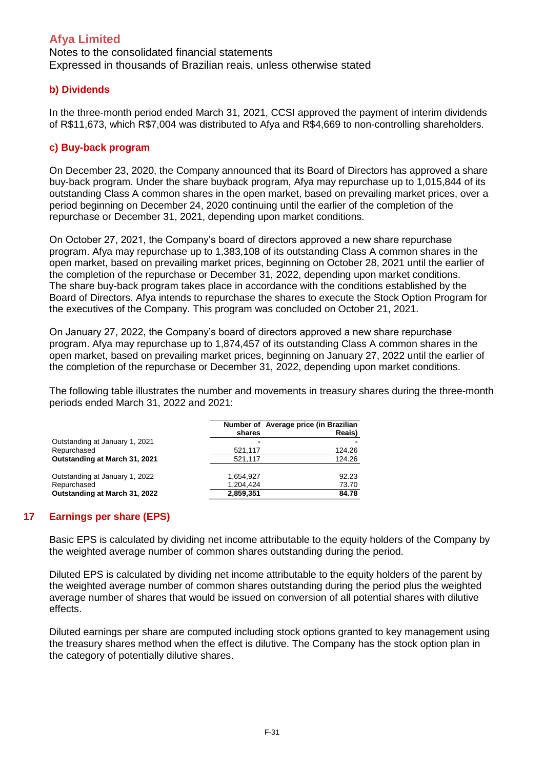**b) Dividends**

In the three-month period ended March 31, 2021, CCSI approved the payment of interim dividends of R$11,673, which R$7,004 was distributed to Afya and R$4,669 to non-controlling shareholders.

**c) Buy-back program**

On December 23, 2020, the Company announced that its Board of Directors has approved a share buy-back program. Under the share buyback program, Afya may repurchase up to 1,015,844 of its outstanding Class A common shares in the open market, based on prevailing market prices, over a period beginning on December 24, 2020 continuing until the earlier of the completion of the repurchase or December 31, 2021, depending upon market conditions.

On October 27, 2021, the Company's board of directors approved a new share repurchase program. Afya may repurchase up to 1,383,108 of its outstanding Class A common shares in the open market, based on prevailing market prices, beginning on October 28, 2021 until the earlier of the completion of the repurchase or December 31, 2022, depending upon market conditions. The share buy-back program takes place in accordance with the conditions established by the Board of Directors. Afya intends to repurchase the shares to execute the Stock Option Program for the executives of the Company. This program was concluded on October 21, 2021.

On January 27, 2022, the Company's board of directors approved a new share repurchase program. Afya may repurchase up to 1,874,457 of its outstanding Class A common shares in the open market, based on prevailing market prices, beginning on January 27, 2022 until the earlier of the completion of the repurchase or December 31, 2022, depending upon market conditions.

The following table illustrates the number and movements in treasury shares during the three-month periods ended March 31, 2022 and 2021:

| | Number of shares | Average price (in Brazilian Reais) |
|---|---|---|
| Outstanding at January 1, 2021 | - | - |
| Repurchased | 521,117 | 124.26 |
| **Outstanding at March 31, 2021** | 521,117 | 124.26 |
| | | |
| Outstanding at January 1, 2022 | 1,654,927 | 92.23 |
| Repurchased | 1,204,424 | 73.70 |
| **Outstanding at March 31, 2022** | **2,859,351** | **84.78** |

## 17 Earnings per share (EPS)

Basic EPS is calculated by dividing net income attributable to the equity holders of the Company by the weighted average number of common shares outstanding during the period.

Diluted EPS is calculated by dividing net income attributable to the equity holders of the parent by the weighted average number of common shares outstanding during the period plus the weighted average number of shares that would be issued on conversion of all potential shares with dilutive effects.

Diluted earnings per share are computed including stock options granted to key management using the treasury shares method when the effect is dilutive. The Company has the stock option plan in the category of potentially dilutive shares.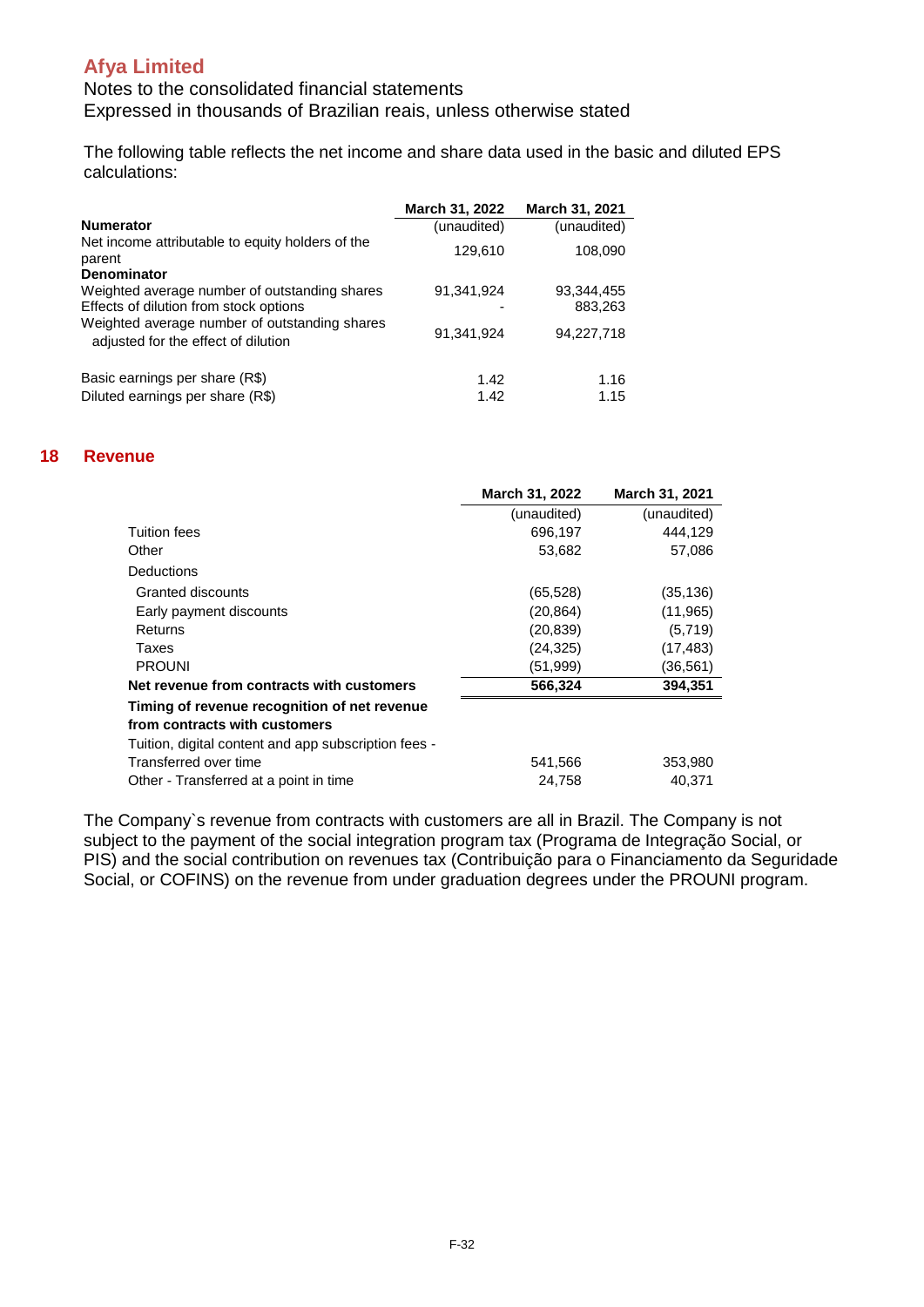# Afya Limited

Notes to the consolidated financial statements
Expressed in thousands of Brazilian reais, unless otherwise stated

The following table reflects the net income and share data used in the basic and diluted EPS calculations:

| | March 31, 2022 | March 31, 2021 |
|---|---|---|
| **Numerator** | (unaudited) | (unaudited) |
| Net income attributable to equity holders of the parent | 129,610 | 108,090 |
| **Denominator** | | |
| Weighted average number of outstanding shares | 91,341,924 | 93,344,455 |
| Effects of dilution from stock options | - | 883,263 |
| Weighted average number of outstanding shares adjusted for the effect of dilution | 91,341,924 | 94,227,718 |
| | | |
| Basic earnings per share (R$) | 1.42 | 1.16 |
| Diluted earnings per share (R$) | 1.42 | 1.15 |

## 18 Revenue

| | March 31, 2022 | March 31, 2021 |
|---|---|---|
| | (unaudited) | (unaudited) |
| Tuition fees | 696,197 | 444,129 |
| Other | 53,682 | 57,086 |
| Deductions | | |
| Granted discounts | (65,528) | (35,136) |
| Early payment discounts | (20,864) | (11,965) |
| Returns | (20,839) | (5,719) |
| Taxes | (24,325) | (17,483) |
| PROUNI | (51,999) | (36,561) |
| **Net revenue from contracts with customers** | **566,324** | **394,351** |
| **Timing of revenue recognition of net revenue from contracts with customers** | | |
| Tuition, digital content and app subscription fees - Transferred over time | 541,566 | 353,980 |
| Other - Transferred at a point in time | 24,758 | 40,371 |

The Company`s revenue from contracts with customers are all in Brazil. The Company is not subject to the payment of the social integration program tax (Programa de Integração Social, or PIS) and the social contribution on revenues tax (Contribuição para o Financiamento da Seguridade Social, or COFINS) on the revenue from under graduation degrees under the PROUNI program.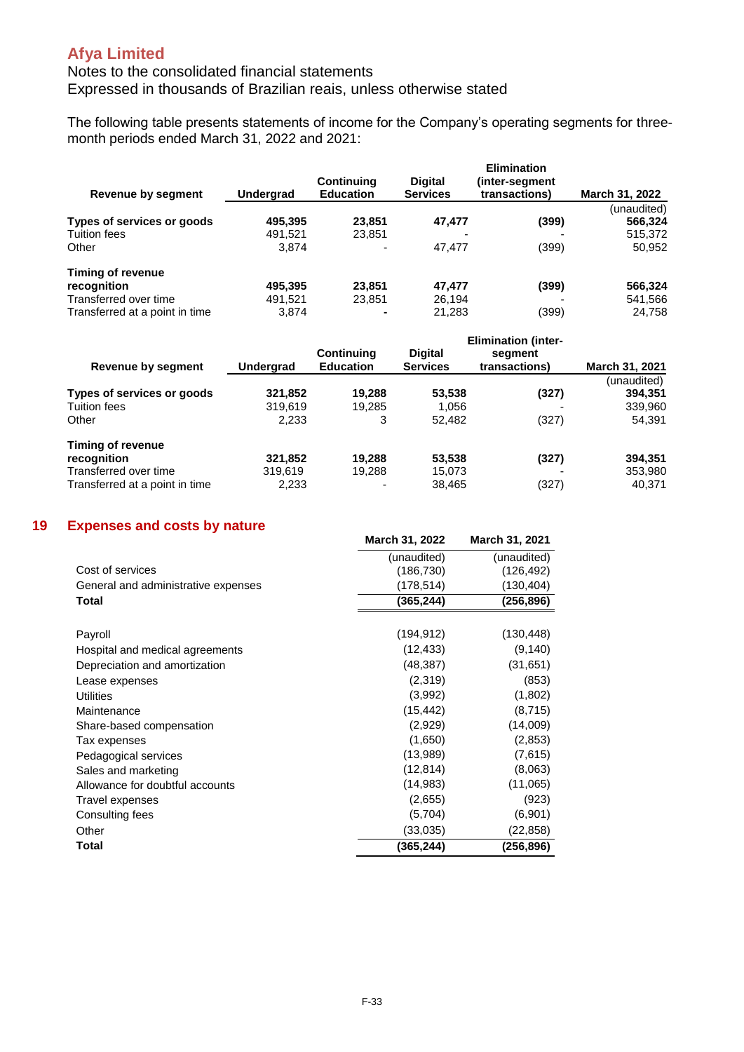# Afya Limited

Notes to the consolidated financial statements
Expressed in thousands of Brazilian reais, unless otherwise stated

The following table presents statements of income for the Company's operating segments for three-month periods ended March 31, 2022 and 2021:

| Revenue by segment | Undergrad | Continuing Education | Digital Services | Elimination (inter-segment transactions) | March 31, 2022 |
|---|---|---|---|---|---|
| | | | | | (unaudited) |
| **Types of services or goods** | **495,395** | **23,851** | **47,477** | **(399)** | **566,324** |
| Tuition fees | 491,521 | 23,851 | - | - | 515,372 |
| Other | 3,874 | - | 47,477 | (399) | 50,952 |
| | | | | | |
| **Timing of revenue recognition** | **495,395** | **23,851** | **47,477** | **(399)** | **566,324** |
| Transferred over time | 491,521 | 23,851 | 26,194 | - | 541,566 |
| Transferred at a point in time | 3,874 | **-** | 21,283 | (399) | 24,758 |

| Revenue by segment | Undergrad | Continuing Education | Digital Services | Elimination (inter-segment transactions) | March 31, 2021 |
|---|---|---|---|---|---|
| | | | | | (unaudited) |
| **Types of services or goods** | **321,852** | **19,288** | **53,538** | **(327)** | **394,351** |
| Tuition fees | 319,619 | 19,285 | 1,056 | - | 339,960 |
| Other | 2,233 | 3 | 52,482 | (327) | 54,391 |
| | | | | | |
| **Timing of revenue recognition** | **321,852** | **19,288** | **53,538** | **(327)** | **394,351** |
| Transferred over time | 319,619 | 19,288 | 15,073 | - | 353,980 |
| Transferred at a point in time | 2,233 | - | 38,465 | (327) | 40,371 |

## 19 Expenses and costs by nature

| | March 31, 2022 | March 31, 2021 |
|---|---|---|
| | (unaudited) | (unaudited) |
| Cost of services | (186,730) | (126,492) |
| General and administrative expenses | (178,514) | (130,404) |
| **Total** | **(365,244)** | **(256,896)** |
| | | |
| Payroll | (194,912) | (130,448) |
| Hospital and medical agreements | (12,433) | (9,140) |
| Depreciation and amortization | (48,387) | (31,651) |
| Lease expenses | (2,319) | (853) |
| Utilities | (3,992) | (1,802) |
| Maintenance | (15,442) | (8,715) |
| Share-based compensation | (2,929) | (14,009) |
| Tax expenses | (1,650) | (2,853) |
| Pedagogical services | (13,989) | (7,615) |
| Sales and marketing | (12,814) | (8,063) |
| Allowance for doubtful accounts | (14,983) | (11,065) |
| Travel expenses | (2,655) | (923) |
| Consulting fees | (5,704) | (6,901) |
| Other | (33,035) | (22,858) |
| **Total** | **(365,244)** | **(256,896)** |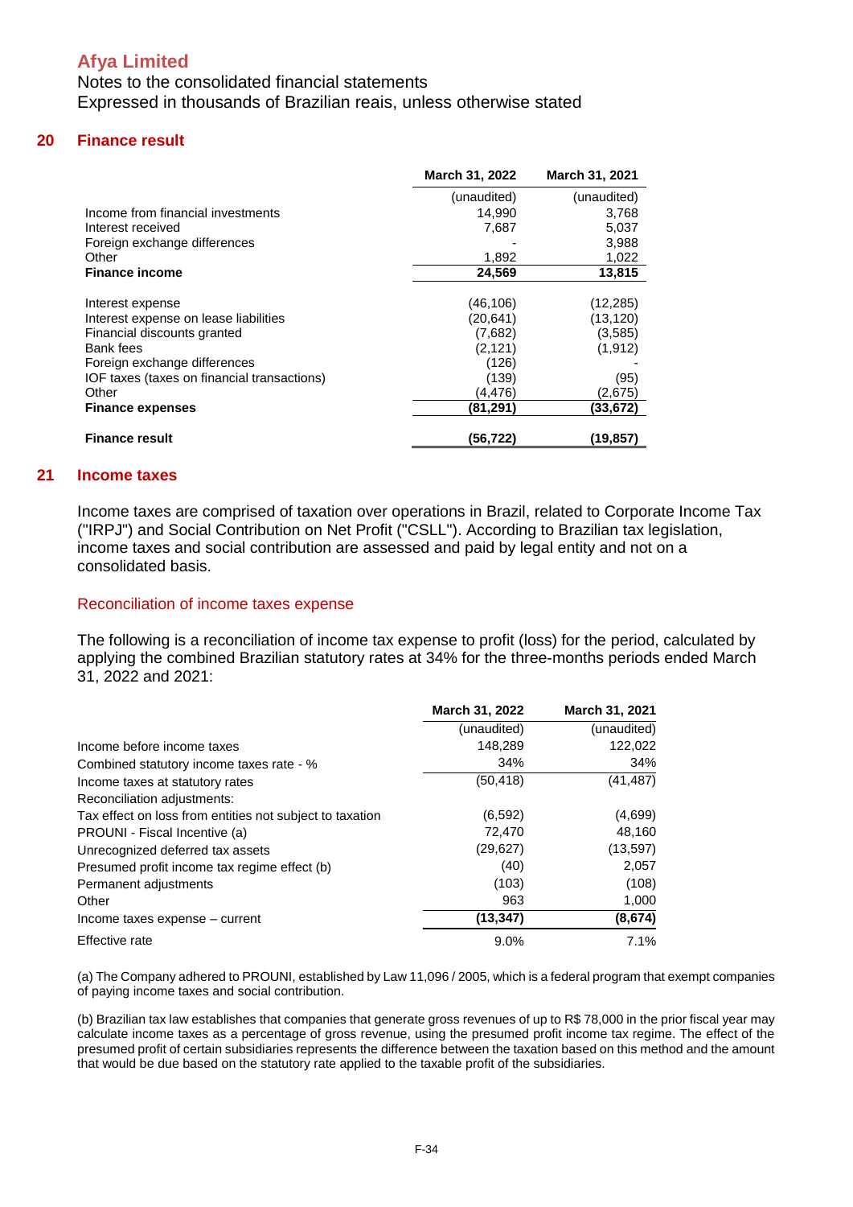Afya Limited

Notes to the consolidated financial statements

Expressed in thousands of Brazilian reais, unless otherwise stated

## 20 Finance result

| | March 31, 2022 | March 31, 2021 |
|---|---|---|
| | (unaudited) | (unaudited) |
| Income from financial investments | 14,990 | 3,768 |
| Interest received | 7,687 | 5,037 |
| Foreign exchange differences | - | 3,988 |
| Other | 1,892 | 1,022 |
| **Finance income** | **24,569** | **13,815** |
| | | |
| Interest expense | (46,106) | (12,285) |
| Interest expense on lease liabilities | (20,641) | (13,120) |
| Financial discounts granted | (7,682) | (3,585) |
| Bank fees | (2,121) | (1,912) |
| Foreign exchange differences | (126) | - |
| IOF taxes (taxes on financial transactions) | (139) | (95) |
| Other | (4,476) | (2,675) |
| **Finance expenses** | **(81,291)** | **(33,672)** |
| | | |
| **Finance result** | **(56,722)** | **(19,857)** |

## 21 Income taxes

Income taxes are comprised of taxation over operations in Brazil, related to Corporate Income Tax ("IRPJ") and Social Contribution on Net Profit ("CSLL"). According to Brazilian tax legislation, income taxes and social contribution are assessed and paid by legal entity and not on a consolidated basis.

### Reconciliation of income taxes expense

The following is a reconciliation of income tax expense to profit (loss) for the period, calculated by applying the combined Brazilian statutory rates at 34% for the three-months periods ended March 31, 2022 and 2021:

| | March 31, 2022 | March 31, 2021 |
|---|---|---|
| | (unaudited) | (unaudited) |
| Income before income taxes | 148,289 | 122,022 |
| Combined statutory income taxes rate - % | 34% | 34% |
| Income taxes at statutory rates | (50,418) | (41,487) |
| Reconciliation adjustments: | | |
| Tax effect on loss from entities not subject to taxation | (6,592) | (4,699) |
| PROUNI - Fiscal Incentive (a) | 72,470 | 48,160 |
| Unrecognized deferred tax assets | (29,627) | (13,597) |
| Presumed profit income tax regime effect (b) | (40) | 2,057 |
| Permanent adjustments | (103) | (108) |
| Other | 963 | 1,000 |
| Income taxes expense – current | **(13,347)** | **(8,674)** |
| Effective rate | 9.0% | 7.1% |

(a) The Company adhered to PROUNI, established by Law 11,096 / 2005, which is a federal program that exempt companies of paying income taxes and social contribution.

(b) Brazilian tax law establishes that companies that generate gross revenues of up to R$ 78,000 in the prior fiscal year may calculate income taxes as a percentage of gross revenue, using the presumed profit income tax regime. The effect of the presumed profit of certain subsidiaries represents the difference between the taxation based on this method and the amount that would be due based on the statutory rate applied to the taxable profit of the subsidiaries.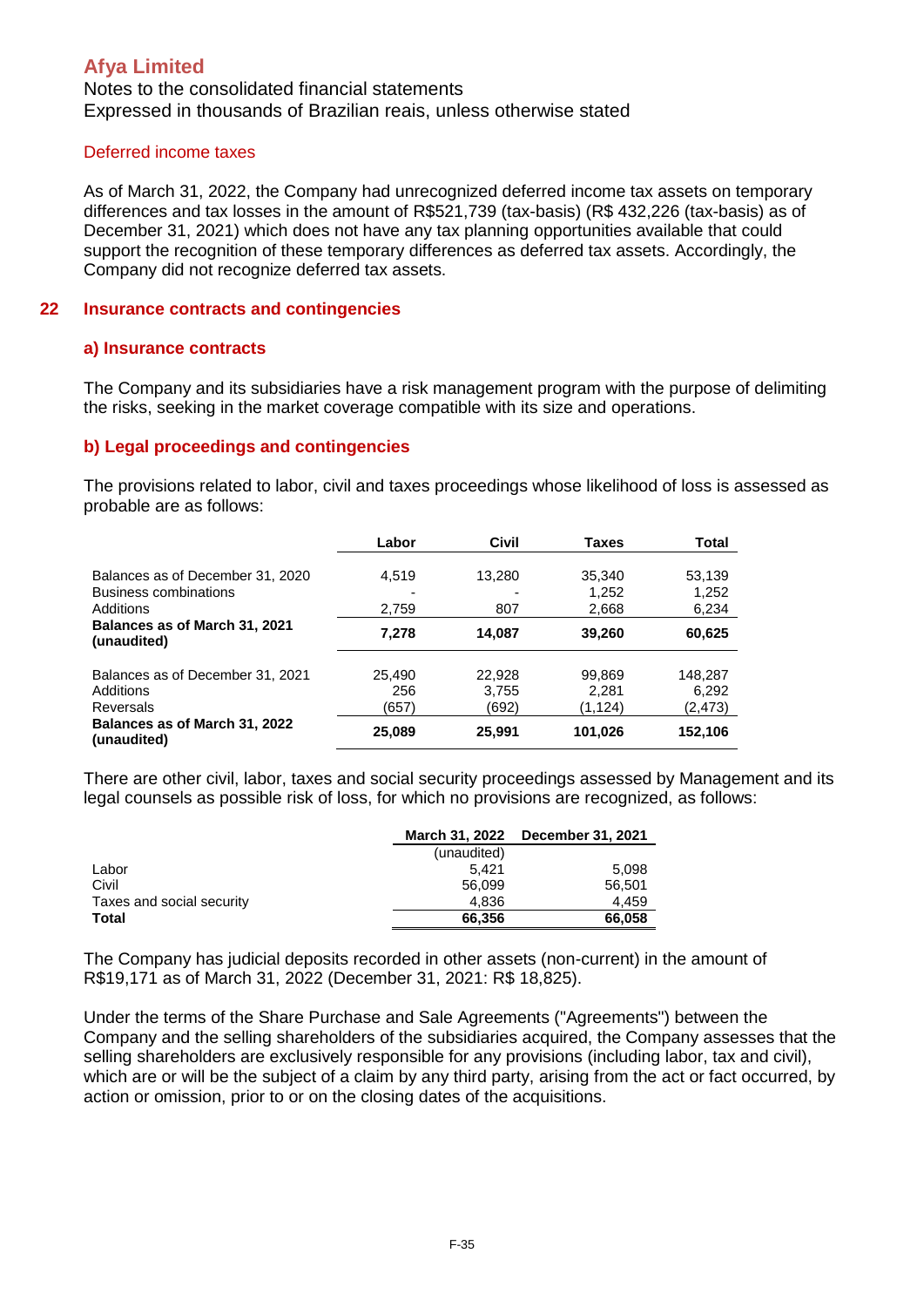# Afya Limited

Notes to the consolidated financial statements
Expressed in thousands of Brazilian reais, unless otherwise stated

### Deferred income taxes

As of March 31, 2022, the Company had unrecognized deferred income tax assets on temporary differences and tax losses in the amount of R$521,739 (tax-basis) (R$ 432,226 (tax-basis) as of December 31, 2021) which does not have any tax planning opportunities available that could support the recognition of these temporary differences as deferred tax assets. Accordingly, the Company did not recognize deferred tax assets.

## 22 Insurance contracts and contingencies

### a) Insurance contracts

The Company and its subsidiaries have a risk management program with the purpose of delimiting the risks, seeking in the market coverage compatible with its size and operations.

### b) Legal proceedings and contingencies

The provisions related to labor, civil and taxes proceedings whose likelihood of loss is assessed as probable are as follows:

| | Labor | Civil | Taxes | Total |
|---|---|---|---|---|
| Balances as of December 31, 2020 | 4,519 | 13,280 | 35,340 | 53,139 |
| Business combinations | - | - | 1,252 | 1,252 |
| Additions | 2,759 | 807 | 2,668 | 6,234 |
| **Balances as of March 31, 2021 (unaudited)** | **7,278** | **14,087** | **39,260** | **60,625** |
| | | | | |
| Balances as of December 31, 2021 | 25,490 | 22,928 | 99,869 | 148,287 |
| Additions | 256 | 3,755 | 2,281 | 6,292 |
| Reversals | (657) | (692) | (1,124) | (2,473) |
| **Balances as of March 31, 2022 (unaudited)** | **25,089** | **25,991** | **101,026** | **152,106** |

There are other civil, labor, taxes and social security proceedings assessed by Management and its legal counsels as possible risk of loss, for which no provisions are recognized, as follows:

| | March 31, 2022 | December 31, 2021 |
|---|---|---|
| | (unaudited) | |
| Labor | 5,421 | 5,098 |
| Civil | 56,099 | 56,501 |
| Taxes and social security | 4,836 | 4,459 |
| **Total** | **66,356** | **66,058** |

The Company has judicial deposits recorded in other assets (non-current) in the amount of R$19,171 as of March 31, 2022 (December 31, 2021: R$ 18,825).

Under the terms of the Share Purchase and Sale Agreements ("Agreements") between the Company and the selling shareholders of the subsidiaries acquired, the Company assesses that the selling shareholders are exclusively responsible for any provisions (including labor, tax and civil), which are or will be the subject of a claim by any third party, arising from the act or fact occurred, by action or omission, prior to or on the closing dates of the acquisitions.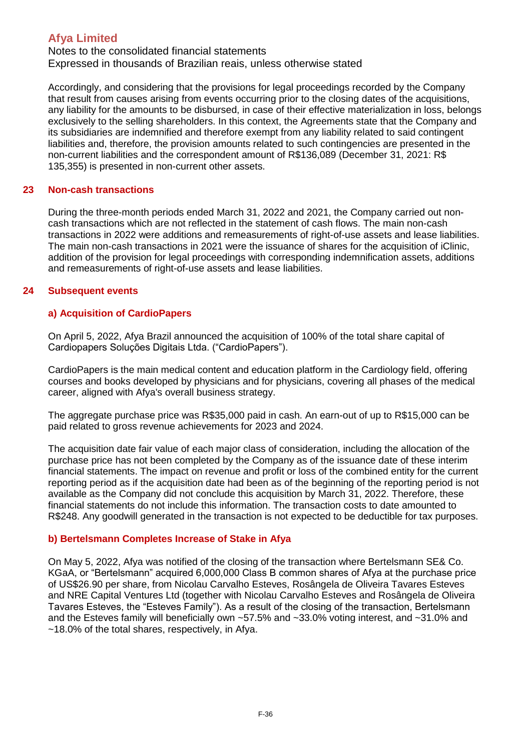Accordingly, and considering that the provisions for legal proceedings recorded by the Company that result from causes arising from events occurring prior to the closing dates of the acquisitions, any liability for the amounts to be disbursed, in case of their effective materialization in loss, belongs exclusively to the selling shareholders. In this context, the Agreements state that the Company and its subsidiaries are indemnified and therefore exempt from any liability related to said contingent liabilities and, therefore, the provision amounts related to such contingencies are presented in the non-current liabilities and the correspondent amount of R$136,089 (December 31, 2021: R$ 135,355) is presented in non-current other assets.

## 23 Non-cash transactions

During the three-month periods ended March 31, 2022 and 2021, the Company carried out non-cash transactions which are not reflected in the statement of cash flows. The main non-cash transactions in 2022 were additions and remeasurements of right-of-use assets and lease liabilities. The main non-cash transactions in 2021 were the issuance of shares for the acquisition of iClinic, addition of the provision for legal proceedings with corresponding indemnification assets, additions and remeasurements of right-of-use assets and lease liabilities.

## 24 Subsequent events

### a) Acquisition of CardioPapers

On April 5, 2022, Afya Brazil announced the acquisition of 100% of the total share capital of Cardiopapers Soluções Digitais Ltda. ("CardioPapers").

CardioPapers is the main medical content and education platform in the Cardiology field, offering courses and books developed by physicians and for physicians, covering all phases of the medical career, aligned with Afya's overall business strategy.

The aggregate purchase price was R$35,000 paid in cash. An earn-out of up to R$15,000 can be paid related to gross revenue achievements for 2023 and 2024.

The acquisition date fair value of each major class of consideration, including the allocation of the purchase price has not been completed by the Company as of the issuance date of these interim financial statements. The impact on revenue and profit or loss of the combined entity for the current reporting period as if the acquisition date had been as of the beginning of the reporting period is not available as the Company did not conclude this acquisition by March 31, 2022. Therefore, these financial statements do not include this information. The transaction costs to date amounted to R$248. Any goodwill generated in the transaction is not expected to be deductible for tax purposes.

### b) Bertelsmann Completes Increase of Stake in Afya

On May 5, 2022, Afya was notified of the closing of the transaction where Bertelsmann SE& Co. KGaA, or "Bertelsmann" acquired 6,000,000 Class B common shares of Afya at the purchase price of US$26.90 per share, from Nicolau Carvalho Esteves, Rosângela de Oliveira Tavares Esteves and NRE Capital Ventures Ltd (together with Nicolau Carvalho Esteves and Rosângela de Oliveira Tavares Esteves, the "Esteves Family"). As a result of the closing of the transaction, Bertelsmann and the Esteves family will beneficially own ~57.5% and ~33.0% voting interest, and ~31.0% and ~18.0% of the total shares, respectively, in Afya.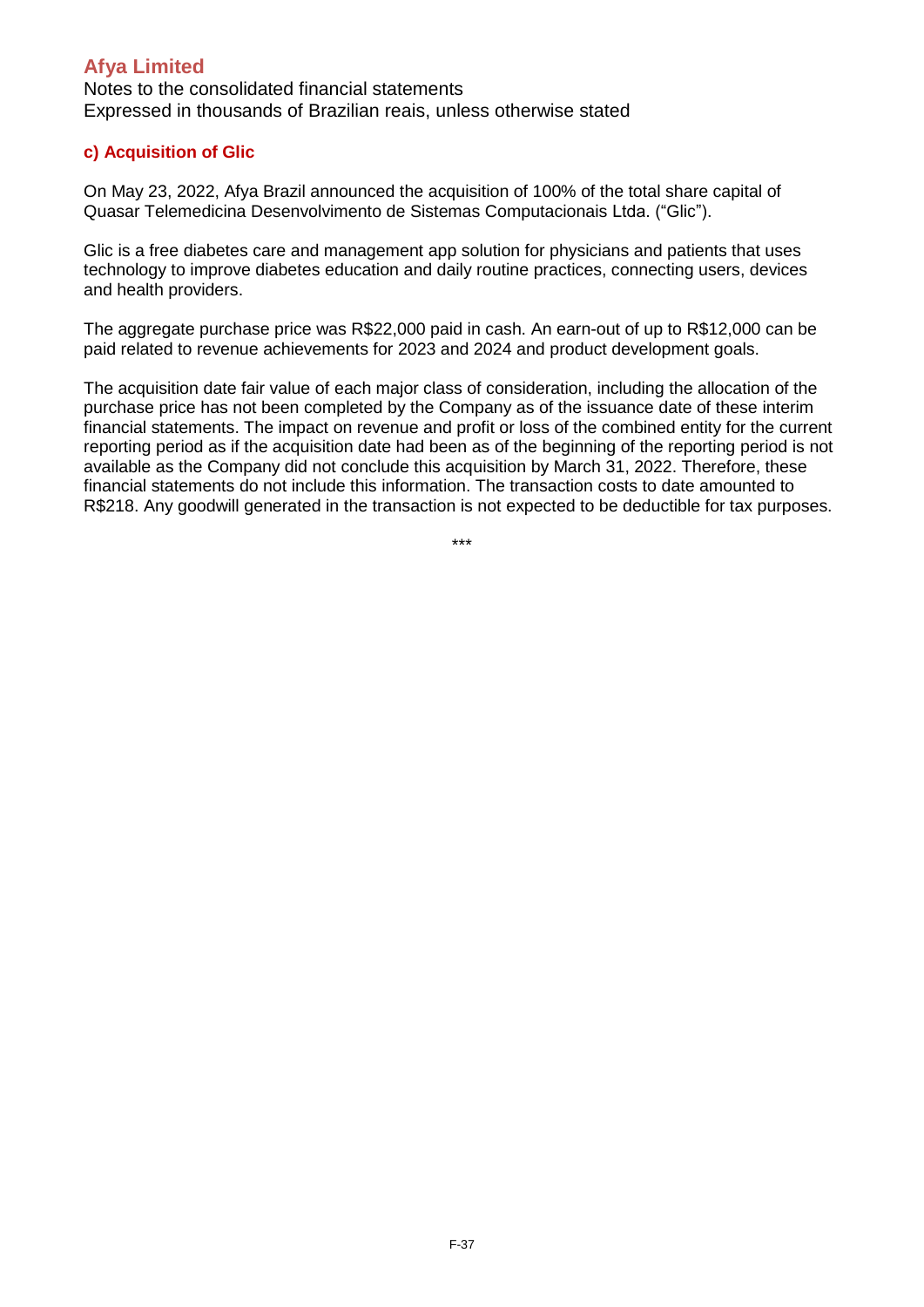### c) Acquisition of Glic

On May 23, 2022, Afya Brazil announced the acquisition of 100% of the total share capital of Quasar Telemedicina Desenvolvimento de Sistemas Computacionais Ltda. ("Glic").

Glic is a free diabetes care and management app solution for physicians and patients that uses technology to improve diabetes education and daily routine practices, connecting users, devices and health providers.

The aggregate purchase price was R$22,000 paid in cash. An earn-out of up to R$12,000 can be paid related to revenue achievements for 2023 and 2024 and product development goals.

The acquisition date fair value of each major class of consideration, including the allocation of the purchase price has not been completed by the Company as of the issuance date of these interim financial statements. The impact on revenue and profit or loss of the combined entity for the current reporting period as if the acquisition date had been as of the beginning of the reporting period is not available as the Company did not conclude this acquisition by March 31, 2022. Therefore, these financial statements do not include this information. The transaction costs to date amounted to R$218. Any goodwill generated in the transaction is not expected to be deductible for tax purposes.

\*\*\*